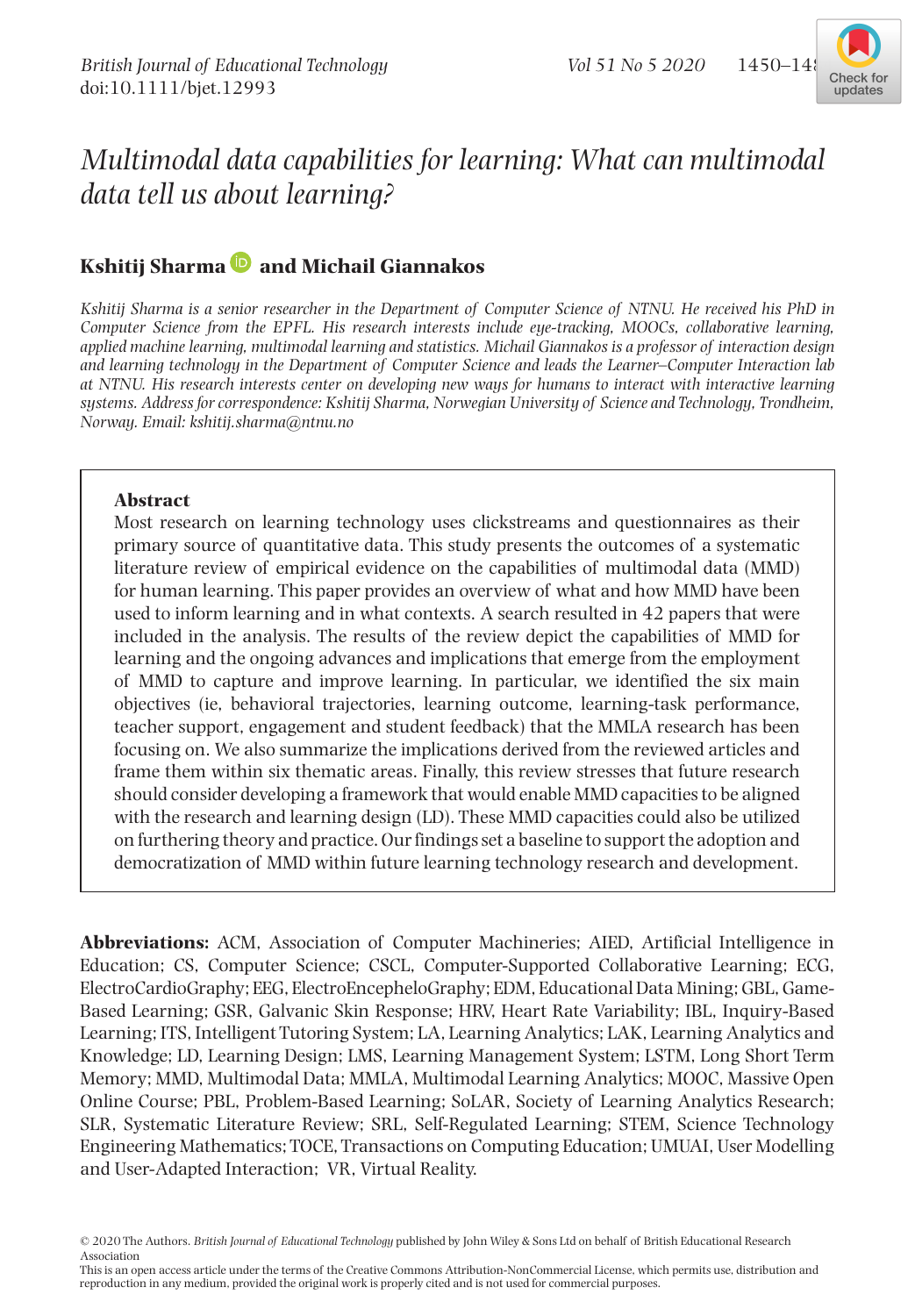# Multimodal data capabilities for learning: What can multimodal data tell us about learning?

**Kshitij Sharma and Michail Giannakos**

*Kshitij Sharma is a senior researcher in the Department of Computer Science of NTNU. He received his PhD in Computer Science from the EPFL. His research interests include eye-tracking, MOOCs, collaborative learning, applied machine learning, multimodal learning and statistics. Michail Giannakos is a professor of interaction design and learning technology in the Department of Computer Science and leads the Learner–Computer Interaction lab at NTNU. His research interests center on developing new ways for humans to interact with interactive learning systems. Address for correspondence: Kshitij Sharma, Norwegian University of Science and Technology, Trondheim, Norway. Email: kshitij.sharma@ntnu.no*

## Abstract

Most research on learning technology uses clickstreams and questionnaires as their primary source of quantitative data. This study presents the outcomes of a systematic literature review of empirical evidence on the capabilities of multimodal data (MMD) for human learning. This paper provides an overview of what and how MMD have been used to inform learning and in what contexts. A search resulted in 42 papers that were included in the analysis. The results of the review depict the capabilities of MMD for learning and the ongoing advances and implications that emerge from the employment of MMD to capture and improve learning. In particular, we identified the six main objectives (ie, behavioral trajectories, learning outcome, learning-task performance, teacher support, engagement and student feedback) that the MMLA research has been focusing on. We also summarize the implications derived from the reviewed articles and frame them within six thematic areas. Finally, this review stresses that future research should consider developing a framework that would enable MMD capacities to be aligned with the research and learning design (LD). These MMD capacities could also be utilized on furthering theory and practice. Our findings set a baseline to support the adoption and democratization of MMD within future learning technology research and development.

**Abbreviations:** ACM, Association of Computer Machineries; AIED, Artificial Intelligence in Education; CS, Computer Science; CSCL, Computer-Supported Collaborative Learning; ECG, ElectroCardioGraphy; EEG, ElectroEncepheloGraphy; EDM, Educational Data Mining; GBL, Game-Based Learning; GSR, Galvanic Skin Response; HRV, Heart Rate Variability; IBL, Inquiry-Based Learning; ITS, Intelligent Tutoring System; LA, Learning Analytics; LAK, Learning Analytics and Knowledge; LD, Learning Design; LMS, Learning Management System; LSTM, Long Short Term Memory; MMD, Multimodal Data; MMLA, Multimodal Learning Analytics; MOOC, Massive Open Online Course; PBL, Problem-Based Learning; SoLAR, Society of Learning Analytics Research; SLR, Systematic Literature Review; SRL, Self-Regulated Learning; STEM, Science Technology Engineering Mathematics; TOCE, Transactions on Computing Education; UMUAI, User Modelling and User-Adapted Interaction; VR, Virtual Reality.

© 2020 The Authors. *British Journal of Educational Technology* published by John Wiley & Sons Ltd on behalf of British Educational Research Association
This is an open access article under the terms of the Creative Commons Attribution-NonCommercial License, which permits use, distribution and reproduction in any medium, provided the original work is properly cited and is not used for commercial purposes.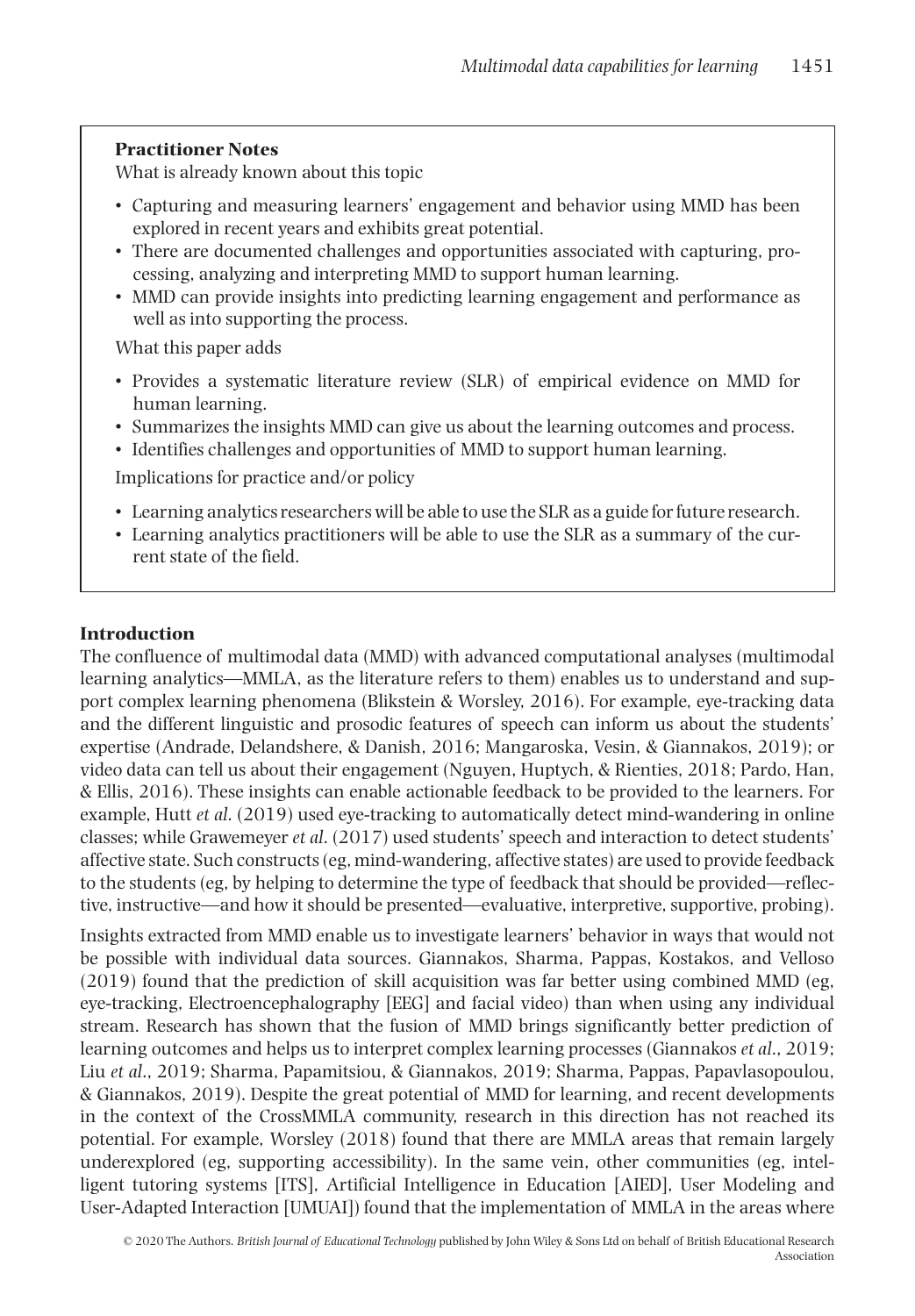**Practitioner Notes**

What is already known about this topic

- Capturing and measuring learners' engagement and behavior using MMD has been explored in recent years and exhibits great potential.
- There are documented challenges and opportunities associated with capturing, processing, analyzing and interpreting MMD to support human learning.
- MMD can provide insights into predicting learning engagement and performance as well as into supporting the process.

What this paper adds

- Provides a systematic literature review (SLR) of empirical evidence on MMD for human learning.
- Summarizes the insights MMD can give us about the learning outcomes and process.
- Identifies challenges and opportunities of MMD to support human learning.

Implications for practice and/or policy

- Learning analytics researchers will be able to use the SLR as a guide for future research.
- Learning analytics practitioners will be able to use the SLR as a summary of the current state of the field.

## Introduction

The confluence of multimodal data (MMD) with advanced computational analyses (multimodal learning analytics—MMLA, as the literature refers to them) enables us to understand and support complex learning phenomena (Blikstein & Worsley, 2016). For example, eye-tracking data and the different linguistic and prosodic features of speech can inform us about the students' expertise (Andrade, Delandshere, & Danish, 2016; Mangaroska, Vesin, & Giannakos, 2019); or video data can tell us about their engagement (Nguyen, Huptych, & Rienties, 2018; Pardo, Han, & Ellis, 2016). These insights can enable actionable feedback to be provided to the learners. For example, Hutt *et al*. (2019) used eye-tracking to automatically detect mind-wandering in online classes; while Grawemeyer *et al*. (2017) used students' speech and interaction to detect students' affective state. Such constructs (eg, mind-wandering, affective states) are used to provide feedback to the students (eg, by helping to determine the type of feedback that should be provided—reflective, instructive—and how it should be presented—evaluative, interpretive, supportive, probing).

Insights extracted from MMD enable us to investigate learners' behavior in ways that would not be possible with individual data sources. Giannakos, Sharma, Pappas, Kostakos, and Velloso (2019) found that the prediction of skill acquisition was far better using combined MMD (eg, eye-tracking, Electroencephalography [EEG] and facial video) than when using any individual stream. Research has shown that the fusion of MMD brings significantly better prediction of learning outcomes and helps us to interpret complex learning processes (Giannakos *et al*., 2019; Liu *et al*., 2019; Sharma, Papamitsiou, & Giannakos, 2019; Sharma, Pappas, Papavlasopoulou, & Giannakos, 2019). Despite the great potential of MMD for learning, and recent developments in the context of the CrossMMLA community, research in this direction has not reached its potential. For example, Worsley (2018) found that there are MMLA areas that remain largely underexplored (eg, supporting accessibility). In the same vein, other communities (eg, intelligent tutoring systems [ITS], Artificial Intelligence in Education [AIED], User Modeling and User-Adapted Interaction [UMUAI]) found that the implementation of MMLA in the areas where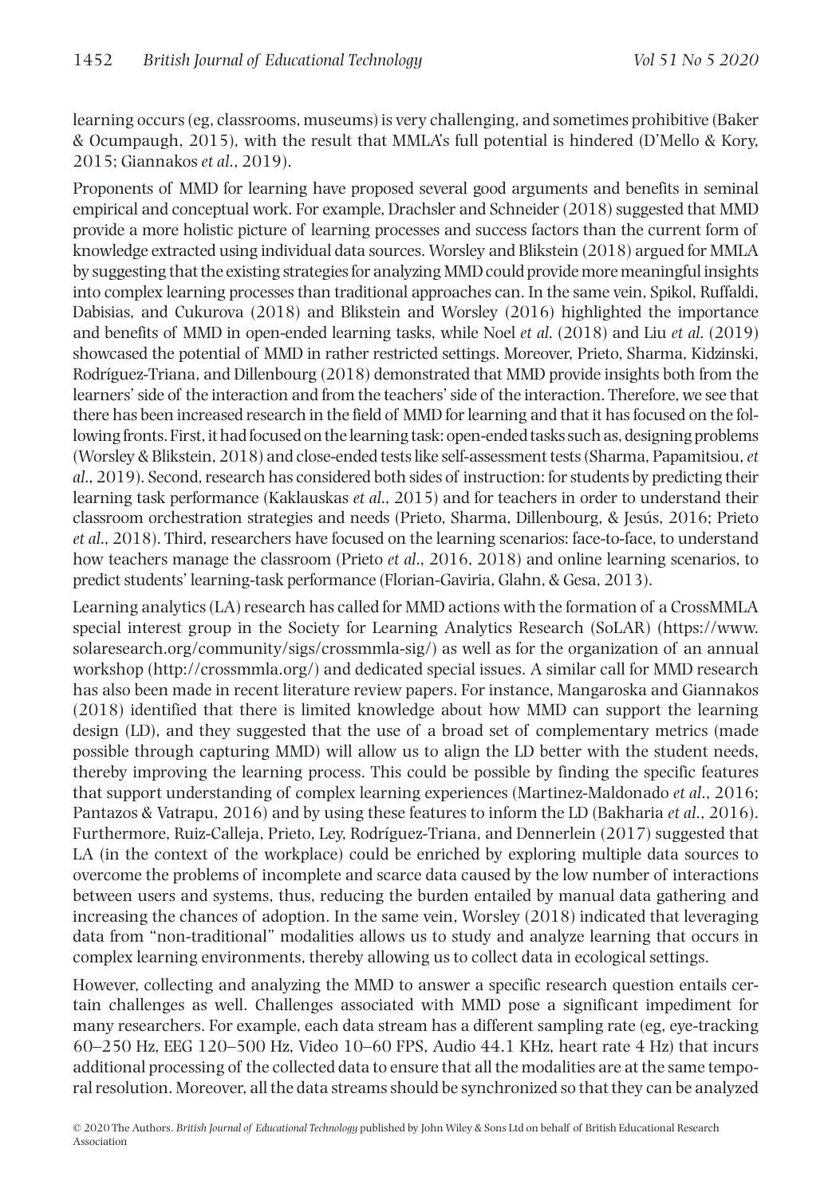learning occurs (eg, classrooms, museums) is very challenging, and sometimes prohibitive (Baker & Ocumpaugh, 2015), with the result that MMLA's full potential is hindered (D'Mello & Kory, 2015; Giannakos *et al*., 2019).

Proponents of MMD for learning have proposed several good arguments and benefits in seminal empirical and conceptual work. For example, Drachsler and Schneider (2018) suggested that MMD provide a more holistic picture of learning processes and success factors than the current form of knowledge extracted using individual data sources. Worsley and Blikstein (2018) argued for MMLA by suggesting that the existing strategies for analyzing MMD could provide more meaningful insights into complex learning processes than traditional approaches can. In the same vein, Spikol, Ruffaldi, Dabisias, and Cukurova (2018) and Blikstein and Worsley (2016) highlighted the importance and benefits of MMD in open-ended learning tasks, while Noel *et al*. (2018) and Liu *et al*. (2019) showcased the potential of MMD in rather restricted settings. Moreover, Prieto, Sharma, Kidzinski, Rodríguez-Triana, and Dillenbourg (2018) demonstrated that MMD provide insights both from the learners' side of the interaction and from the teachers' side of the interaction. Therefore, we see that there has been increased research in the field of MMD for learning and that it has focused on the following fronts. First, it had focused on the learning task: open-ended tasks such as, designing problems (Worsley & Blikstein, 2018) and close-ended tests like self-assessment tests (Sharma, Papamitsiou, *et al*., 2019). Second, research has considered both sides of instruction: for students by predicting their learning task performance (Kaklauskas *et al*., 2015) and for teachers in order to understand their classroom orchestration strategies and needs (Prieto, Sharma, Dillenbourg, & Jesús, 2016; Prieto *et al*., 2018). Third, researchers have focused on the learning scenarios: face-to-face, to understand how teachers manage the classroom (Prieto *et al*., 2016, 2018) and online learning scenarios, to predict students' learning-task performance (Florian-Gaviria, Glahn, & Gesa, 2013).

Learning analytics (LA) research has called for MMD actions with the formation of a CrossMMLA special interest group in the Society for Learning Analytics Research (SoLAR) (https://www.solaresearch.org/community/sigs/crossmmla-sig/) as well as for the organization of an annual workshop (http://crossmmla.org/) and dedicated special issues. A similar call for MMD research has also been made in recent literature review papers. For instance, Mangaroska and Giannakos (2018) identified that there is limited knowledge about how MMD can support the learning design (LD), and they suggested that the use of a broad set of complementary metrics (made possible through capturing MMD) will allow us to align the LD better with the student needs, thereby improving the learning process. This could be possible by finding the specific features that support understanding of complex learning experiences (Martinez-Maldonado *et al*., 2016; Pantazos & Vatrapu, 2016) and by using these features to inform the LD (Bakharia *et al*., 2016). Furthermore, Ruiz-Calleja, Prieto, Ley, Rodríguez-Triana, and Dennerlein (2017) suggested that LA (in the context of the workplace) could be enriched by exploring multiple data sources to overcome the problems of incomplete and scarce data caused by the low number of interactions between users and systems, thus, reducing the burden entailed by manual data gathering and increasing the chances of adoption. In the same vein, Worsley (2018) indicated that leveraging data from "non-traditional" modalities allows us to study and analyze learning that occurs in complex learning environments, thereby allowing us to collect data in ecological settings.

However, collecting and analyzing the MMD to answer a specific research question entails certain challenges as well. Challenges associated with MMD pose a significant impediment for many researchers. For example, each data stream has a different sampling rate (eg, eye-tracking 60–250 Hz, EEG 120–500 Hz, Video 10–60 FPS, Audio 44.1 KHz, heart rate 4 Hz) that incurs additional processing of the collected data to ensure that all the modalities are at the same temporal resolution. Moreover, all the data streams should be synchronized so that they can be analyzed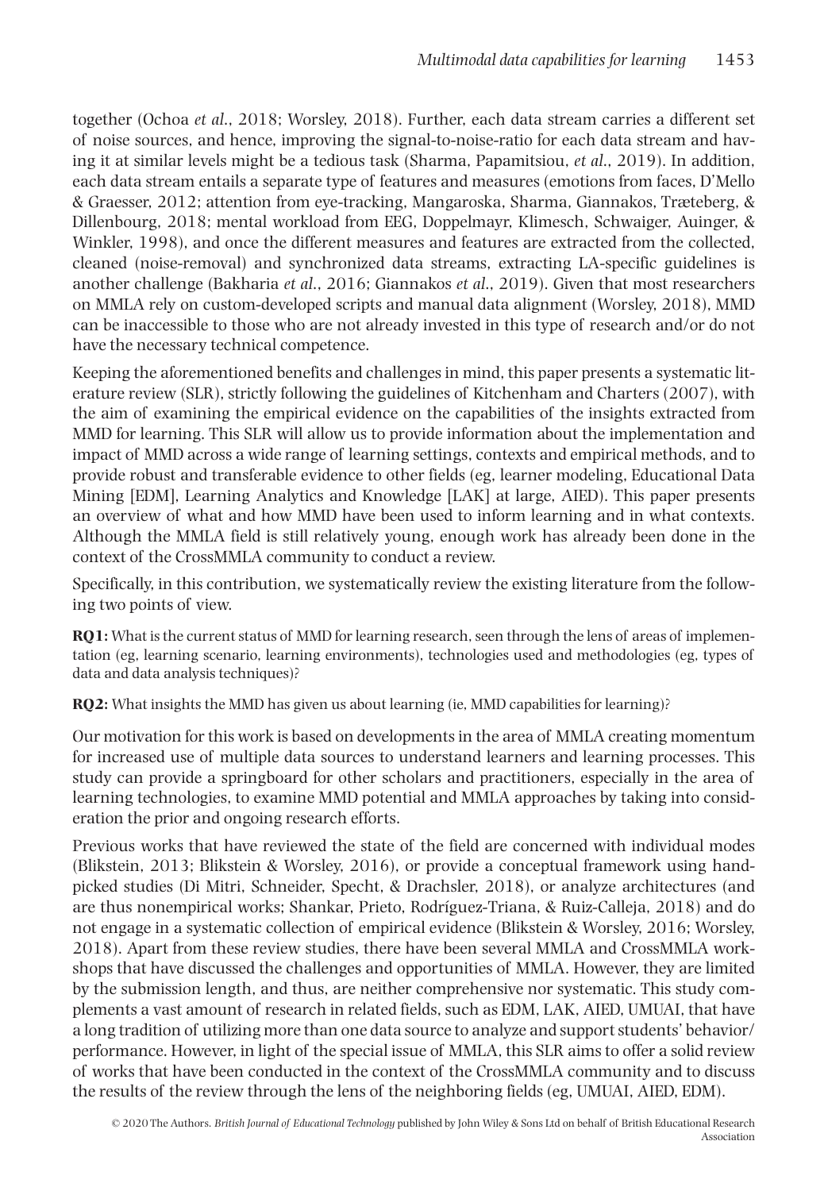together (Ochoa *et al*., 2018; Worsley, 2018). Further, each data stream carries a different set of noise sources, and hence, improving the signal-to-noise-ratio for each data stream and having it at similar levels might be a tedious task (Sharma, Papamitsiou, *et al*., 2019). In addition, each data stream entails a separate type of features and measures (emotions from faces, D'Mello & Graesser, 2012; attention from eye-tracking, Mangaroska, Sharma, Giannakos, Træteberg, & Dillenbourg, 2018; mental workload from EEG, Doppelmayr, Klimesch, Schwaiger, Auinger, & Winkler, 1998), and once the different measures and features are extracted from the collected, cleaned (noise-removal) and synchronized data streams, extracting LA-specific guidelines is another challenge (Bakharia *et al*., 2016; Giannakos *et al*., 2019). Given that most researchers on MMLA rely on custom-developed scripts and manual data alignment (Worsley, 2018), MMD can be inaccessible to those who are not already invested in this type of research and/or do not have the necessary technical competence.

Keeping the aforementioned benefits and challenges in mind, this paper presents a systematic literature review (SLR), strictly following the guidelines of Kitchenham and Charters (2007), with the aim of examining the empirical evidence on the capabilities of the insights extracted from MMD for learning. This SLR will allow us to provide information about the implementation and impact of MMD across a wide range of learning settings, contexts and empirical methods, and to provide robust and transferable evidence to other fields (eg, learner modeling, Educational Data Mining [EDM], Learning Analytics and Knowledge [LAK] at large, AIED). This paper presents an overview of what and how MMD have been used to inform learning and in what contexts. Although the MMLA field is still relatively young, enough work has already been done in the context of the CrossMMLA community to conduct a review.

Specifically, in this contribution, we systematically review the existing literature from the following two points of view.

**RQ1:** What is the current status of MMD for learning research, seen through the lens of areas of implementation (eg, learning scenario, learning environments), technologies used and methodologies (eg, types of data and data analysis techniques)?

**RQ2:** What insights the MMD has given us about learning (ie, MMD capabilities for learning)?

Our motivation for this work is based on developments in the area of MMLA creating momentum for increased use of multiple data sources to understand learners and learning processes. This study can provide a springboard for other scholars and practitioners, especially in the area of learning technologies, to examine MMD potential and MMLA approaches by taking into consideration the prior and ongoing research efforts.

Previous works that have reviewed the state of the field are concerned with individual modes (Blikstein, 2013; Blikstein & Worsley, 2016), or provide a conceptual framework using handpicked studies (Di Mitri, Schneider, Specht, & Drachsler, 2018), or analyze architectures (and are thus nonempirical works; Shankar, Prieto, Rodríguez-Triana, & Ruiz-Calleja, 2018) and do not engage in a systematic collection of empirical evidence (Blikstein & Worsley, 2016; Worsley, 2018). Apart from these review studies, there have been several MMLA and CrossMMLA workshops that have discussed the challenges and opportunities of MMLA. However, they are limited by the submission length, and thus, are neither comprehensive nor systematic. This study complements a vast amount of research in related fields, such as EDM, LAK, AIED, UMUAI, that have a long tradition of utilizing more than one data source to analyze and support students' behavior/performance. However, in light of the special issue of MMLA, this SLR aims to offer a solid review of works that have been conducted in the context of the CrossMMLA community and to discuss the results of the review through the lens of the neighboring fields (eg, UMUAI, AIED, EDM).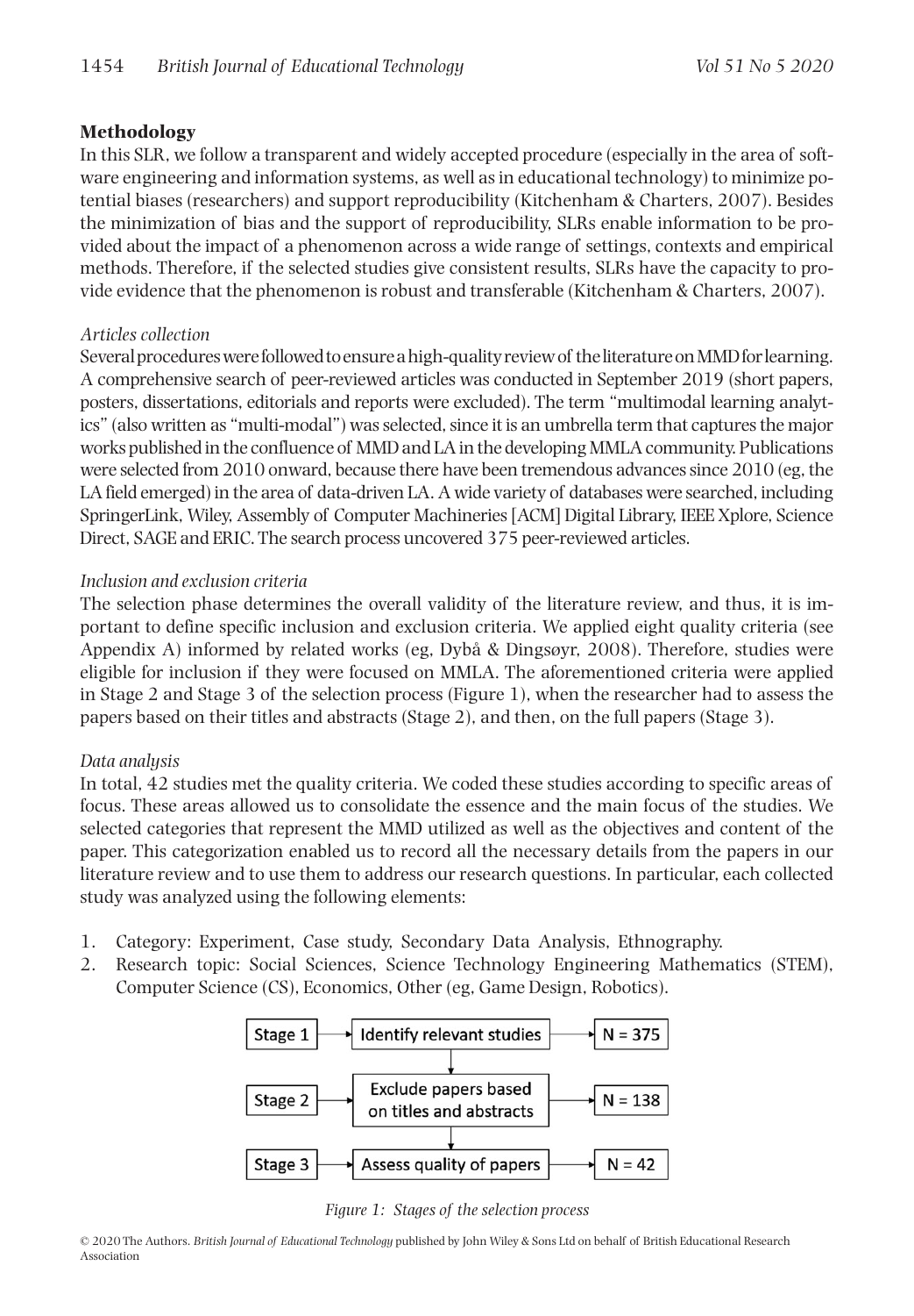## Methodology

In this SLR, we follow a transparent and widely accepted procedure (especially in the area of software engineering and information systems, as well as in educational technology) to minimize potential biases (researchers) and support reproducibility (Kitchenham & Charters, 2007). Besides the minimization of bias and the support of reproducibility, SLRs enable information to be provided about the impact of a phenomenon across a wide range of settings, contexts and empirical methods. Therefore, if the selected studies give consistent results, SLRs have the capacity to provide evidence that the phenomenon is robust and transferable (Kitchenham & Charters, 2007).

### *Articles collection*

Several procedures were followed to ensure a high-quality review of the literature on MMD for learning. A comprehensive search of peer-reviewed articles was conducted in September 2019 (short papers, posters, dissertations, editorials and reports were excluded). The term "multimodal learning analytics" (also written as "multi-modal") was selected, since it is an umbrella term that captures the major works published in the confluence of MMD and LA in the developing MMLA community. Publications were selected from 2010 onward, because there have been tremendous advances since 2010 (eg, the LA field emerged) in the area of data-driven LA. A wide variety of databases were searched, including SpringerLink, Wiley, Assembly of Computer Machineries [ACM] Digital Library, IEEE Xplore, Science Direct, SAGE and ERIC. The search process uncovered 375 peer-reviewed articles.

### *Inclusion and exclusion criteria*

The selection phase determines the overall validity of the literature review, and thus, it is important to define specific inclusion and exclusion criteria. We applied eight quality criteria (see Appendix A) informed by related works (eg, Dybå & Dingsøyr, 2008). Therefore, studies were eligible for inclusion if they were focused on MMLA. The aforementioned criteria were applied in Stage 2 and Stage 3 of the selection process (Figure 1), when the researcher had to assess the papers based on their titles and abstracts (Stage 2), and then, on the full papers (Stage 3).

### *Data analysis*

In total, 42 studies met the quality criteria. We coded these studies according to specific areas of focus. These areas allowed us to consolidate the essence and the main focus of the studies. We selected categories that represent the MMD utilized as well as the objectives and content of the paper. This categorization enabled us to record all the necessary details from the papers in our literature review and to use them to address our research questions. In particular, each collected study was analyzed using the following elements:

1. Category: Experiment, Case study, Secondary Data Analysis, Ethnography.
2. Research topic: Social Sciences, Science Technology Engineering Mathematics (STEM), Computer Science (CS), Economics, Other (eg, Game Design, Robotics).

Stage 1 → Identify relevant studies → N = 375

Stage 2 → Exclude papers based on titles and abstracts → N = 138

Stage 3 → Assess quality of papers → N = 42

*Figure 1: Stages of the selection process*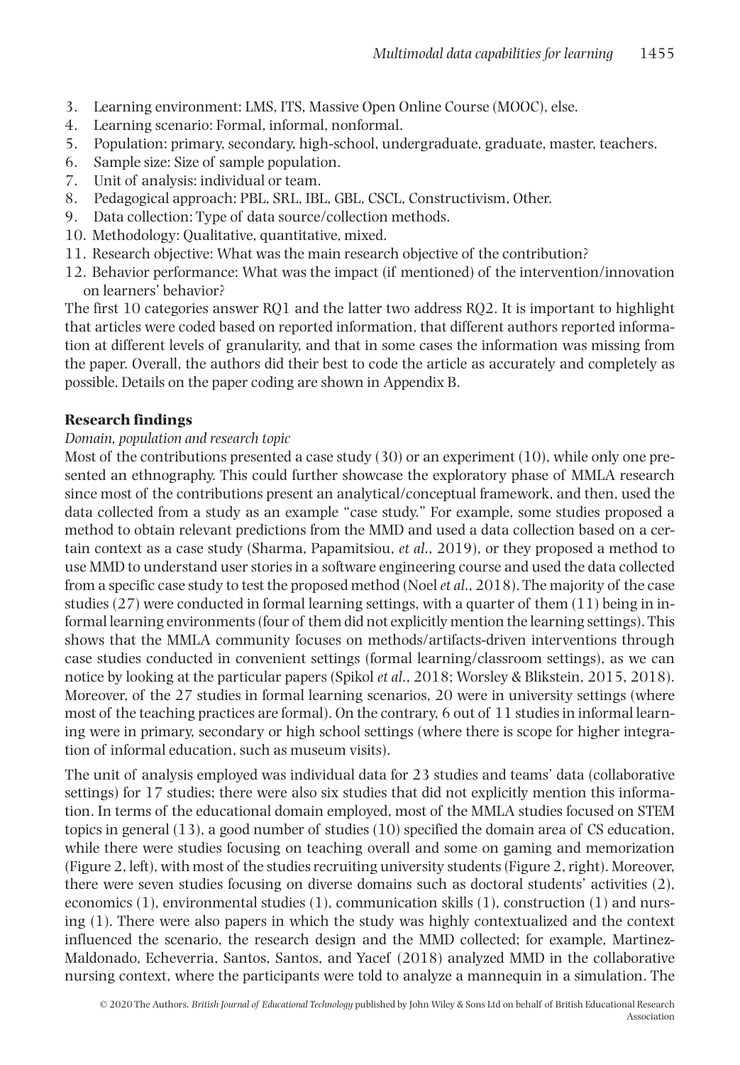3. Learning environment: LMS, ITS, Massive Open Online Course (MOOC), else.
4. Learning scenario: Formal, informal, nonformal.
5. Population: primary, secondary, high-school, undergraduate, graduate, master, teachers.
6. Sample size: Size of sample population.
7. Unit of analysis: individual or team.
8. Pedagogical approach: PBL, SRL, IBL, GBL, CSCL, Constructivism, Other.
9. Data collection: Type of data source/collection methods.
10. Methodology: Qualitative, quantitative, mixed.
11. Research objective: What was the main research objective of the contribution?
12. Behavior performance: What was the impact (if mentioned) of the intervention/innovation on learners' behavior?

The first 10 categories answer RQ1 and the latter two address RQ2. It is important to highlight that articles were coded based on reported information, that different authors reported information at different levels of granularity, and that in some cases the information was missing from the paper. Overall, the authors did their best to code the article as accurately and completely as possible. Details on the paper coding are shown in Appendix B.

## Research findings

### *Domain, population and research topic*

Most of the contributions presented a case study (30) or an experiment (10), while only one presented an ethnography. This could further showcase the exploratory phase of MMLA research since most of the contributions present an analytical/conceptual framework, and then, used the data collected from a study as an example "case study." For example, some studies proposed a method to obtain relevant predictions from the MMD and used a data collection based on a certain context as a case study (Sharma, Papamitsiou, *et al*., 2019), or they proposed a method to use MMD to understand user stories in a software engineering course and used the data collected from a specific case study to test the proposed method (Noel *et al*., 2018). The majority of the case studies (27) were conducted in formal learning settings, with a quarter of them (11) being in informal learning environments (four of them did not explicitly mention the learning settings). This shows that the MMLA community focuses on methods/artifacts-driven interventions through case studies conducted in convenient settings (formal learning/classroom settings), as we can notice by looking at the particular papers (Spikol *et al*., 2018; Worsley & Blikstein, 2015, 2018). Moreover, of the 27 studies in formal learning scenarios, 20 were in university settings (where most of the teaching practices are formal). On the contrary, 6 out of 11 studies in informal learning were in primary, secondary or high school settings (where there is scope for higher integration of informal education, such as museum visits).

The unit of analysis employed was individual data for 23 studies and teams' data (collaborative settings) for 17 studies; there were also six studies that did not explicitly mention this information. In terms of the educational domain employed, most of the MMLA studies focused on STEM topics in general (13), a good number of studies (10) specified the domain area of CS education, while there were studies focusing on teaching overall and some on gaming and memorization (Figure 2, left), with most of the studies recruiting university students (Figure 2, right). Moreover, there were seven studies focusing on diverse domains such as doctoral students' activities (2), economics (1), environmental studies (1), communication skills (1), construction (1) and nursing (1). There were also papers in which the study was highly contextualized and the context influenced the scenario, the research design and the MMD collected; for example, Martinez-Maldonado, Echeverria, Santos, Santos, and Yacef (2018) analyzed MMD in the collaborative nursing context, where the participants were told to analyze a mannequin in a simulation. The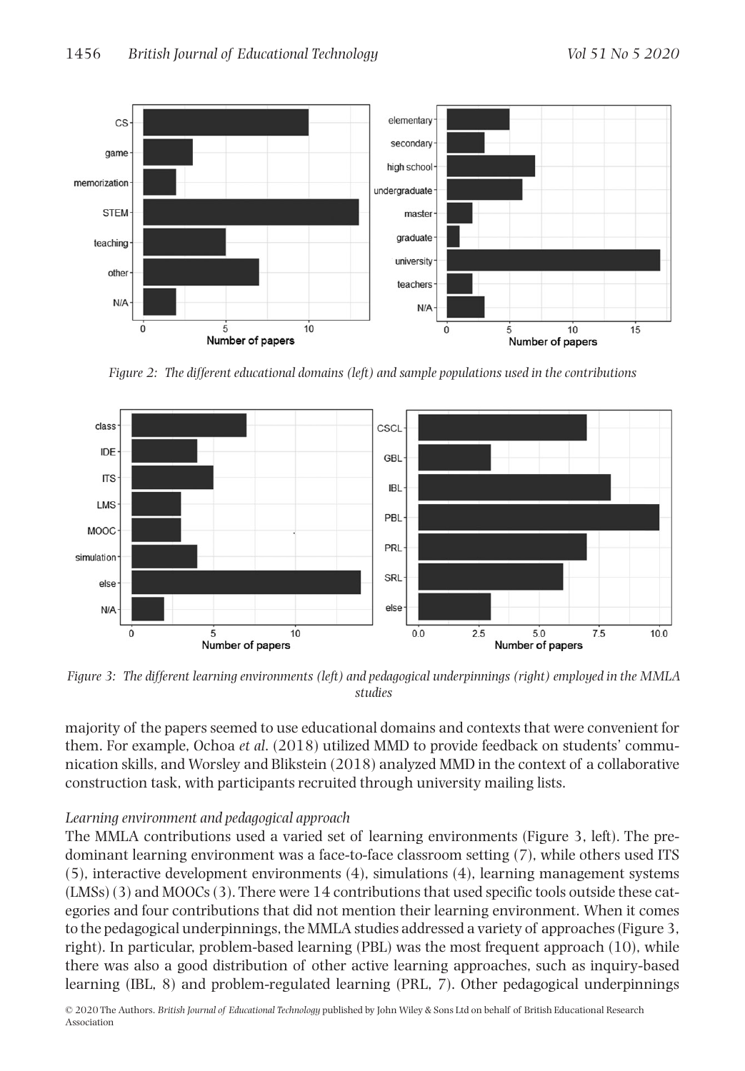Figure 2: The different educational domains (left) and sample populations used in the contributions

Figure 3: The different learning environments (left) and pedagogical underpinnings (right) employed in the MMLA studies

majority of the papers seemed to use educational domains and contexts that were convenient for them. For example, Ochoa *et al*. (2018) utilized MMD to provide feedback on students' communication skills, and Worsley and Blikstein (2018) analyzed MMD in the context of a collaborative construction task, with participants recruited through university mailing lists.

*Learning environment and pedagogical approach*

The MMLA contributions used a varied set of learning environments (Figure 3, left). The predominant learning environment was a face-to-face classroom setting (7), while others used ITS (5), interactive development environments (4), simulations (4), learning management systems (LMSs) (3) and MOOCs (3). There were 14 contributions that used specific tools outside these categories and four contributions that did not mention their learning environment. When it comes to the pedagogical underpinnings, the MMLA studies addressed a variety of approaches (Figure 3, right). In particular, problem-based learning (PBL) was the most frequent approach (10), while there was also a good distribution of other active learning approaches, such as inquiry-based learning (IBL, 8) and problem-regulated learning (PRL, 7). Other pedagogical underpinnings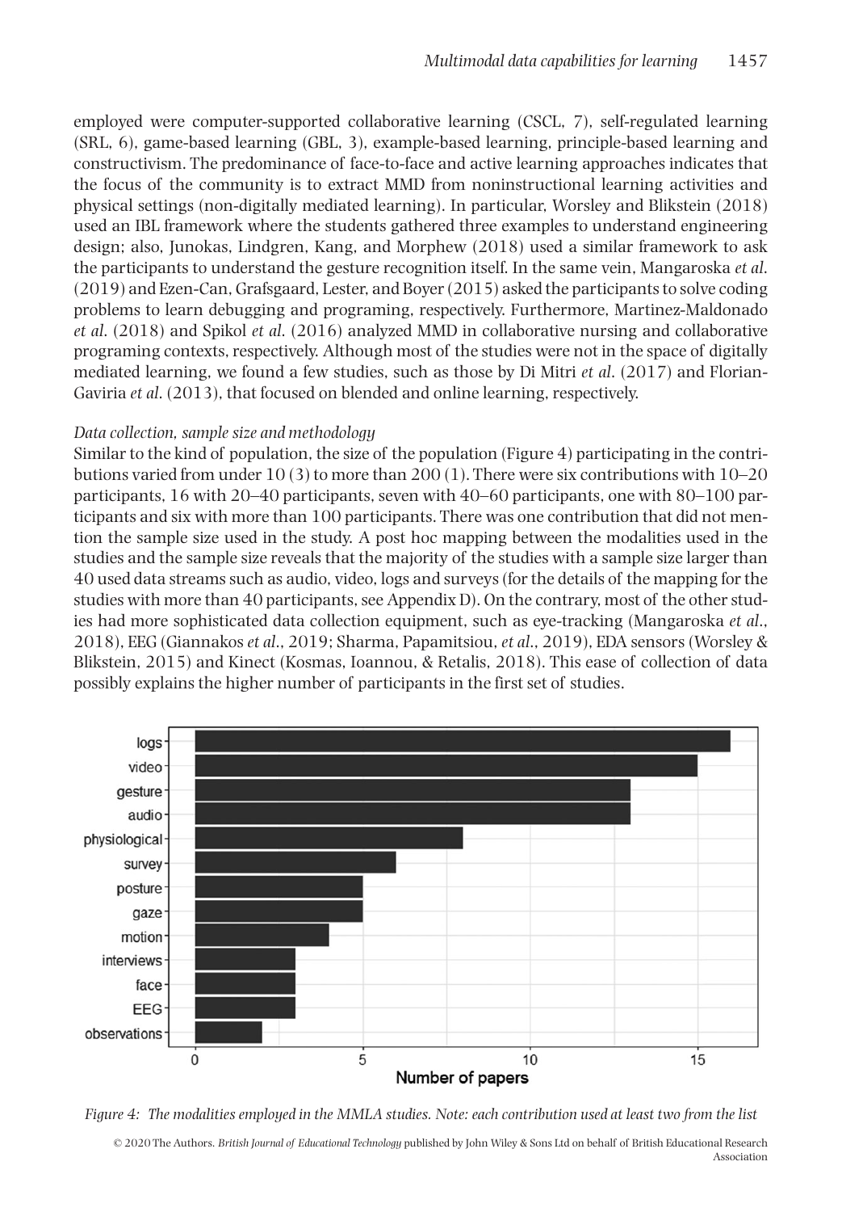employed were computer-supported collaborative learning (CSCL, 7), self-regulated learning (SRL, 6), game-based learning (GBL, 3), example-based learning, principle-based learning and constructivism. The predominance of face-to-face and active learning approaches indicates that the focus of the community is to extract MMD from noninstructional learning activities and physical settings (non-digitally mediated learning). In particular, Worsley and Blikstein (2018) used an IBL framework where the students gathered three examples to understand engineering design; also, Junokas, Lindgren, Kang, and Morphew (2018) used a similar framework to ask the participants to understand the gesture recognition itself. In the same vein, Mangaroska *et al.* (2019) and Ezen-Can, Grafsgaard, Lester, and Boyer (2015) asked the participants to solve coding problems to learn debugging and programing, respectively. Furthermore, Martinez-Maldonado *et al.* (2018) and Spikol *et al.* (2016) analyzed MMD in collaborative nursing and collaborative programing contexts, respectively. Although most of the studies were not in the space of digitally mediated learning, we found a few studies, such as those by Di Mitri *et al.* (2017) and Florian-Gaviria *et al.* (2013), that focused on blended and online learning, respectively.

*Data collection, sample size and methodology*

Similar to the kind of population, the size of the population (Figure 4) participating in the contributions varied from under 10 (3) to more than 200 (1). There were six contributions with 10–20 participants, 16 with 20–40 participants, seven with 40–60 participants, one with 80–100 participants and six with more than 100 participants. There was one contribution that did not mention the sample size used in the study. A post hoc mapping between the modalities used in the studies and the sample size reveals that the majority of the studies with a sample size larger than 40 used data streams such as audio, video, logs and surveys (for the details of the mapping for the studies with more than 40 participants, see Appendix D). On the contrary, most of the other studies had more sophisticated data collection equipment, such as eye-tracking (Mangaroska *et al.*, 2018), EEG (Giannakos *et al.*, 2019; Sharma, Papamitsiou, *et al.*, 2019), EDA sensors (Worsley & Blikstein, 2015) and Kinect (Kosmas, Ioannou, & Retalis, 2018). This ease of collection of data possibly explains the higher number of participants in the first set of studies.

logs
video
gesture
audio
physiological
survey
posture
gaze
motion
interviews
face
EEG
observations

0
5
10
15
Number of papers

*Figure 4: The modalities employed in the MMLA studies. Note: each contribution used at least two from the list*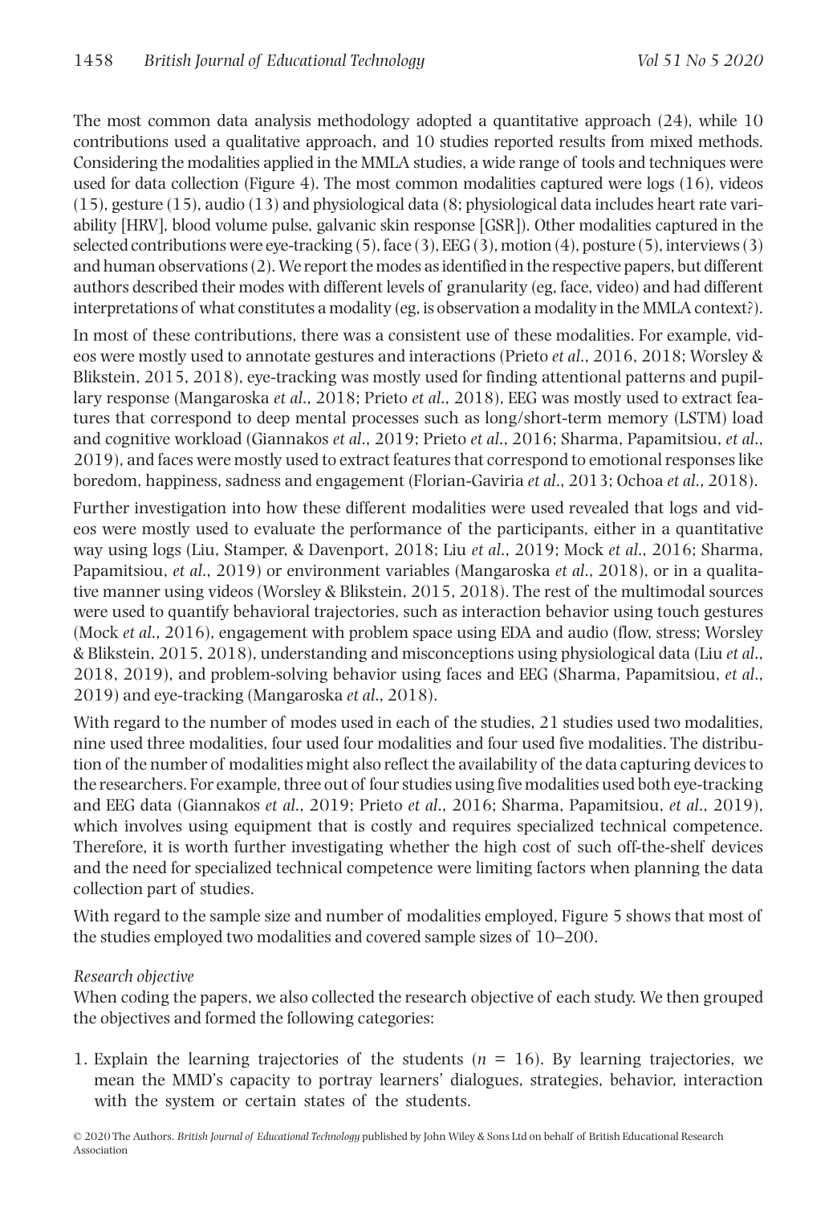The most common data analysis methodology adopted a quantitative approach (24), while 10 contributions used a qualitative approach, and 10 studies reported results from mixed methods. Considering the modalities applied in the MMLA studies, a wide range of tools and techniques were used for data collection (Figure 4). The most common modalities captured were logs (16), videos (15), gesture (15), audio (13) and physiological data (8; physiological data includes heart rate variability [HRV], blood volume pulse, galvanic skin response [GSR]). Other modalities captured in the selected contributions were eye-tracking (5), face (3), EEG (3), motion (4), posture (5), interviews (3) and human observations (2). We report the modes as identified in the respective papers, but different authors described their modes with different levels of granularity (eg, face, video) and had different interpretations of what constitutes a modality (eg, is observation a modality in the MMLA context?).

In most of these contributions, there was a consistent use of these modalities. For example, videos were mostly used to annotate gestures and interactions (Prieto *et al*., 2016, 2018; Worsley & Blikstein, 2015, 2018), eye-tracking was mostly used for finding attentional patterns and pupillary response (Mangaroska *et al*., 2018; Prieto *et al*., 2018), EEG was mostly used to extract features that correspond to deep mental processes such as long/short-term memory (LSTM) load and cognitive workload (Giannakos *et al*., 2019; Prieto *et al*., 2016; Sharma, Papamitsiou, *et al*., 2019), and faces were mostly used to extract features that correspond to emotional responses like boredom, happiness, sadness and engagement (Florian-Gaviria *et al*., 2013; Ochoa *et al*., 2018).

Further investigation into how these different modalities were used revealed that logs and videos were mostly used to evaluate the performance of the participants, either in a quantitative way using logs (Liu, Stamper, & Davenport, 2018; Liu *et al*., 2019; Mock *et al*., 2016; Sharma, Papamitsiou, *et al*., 2019) or environment variables (Mangaroska *et al*., 2018), or in a qualitative manner using videos (Worsley & Blikstein, 2015, 2018). The rest of the multimodal sources were used to quantify behavioral trajectories, such as interaction behavior using touch gestures (Mock *et al*., 2016), engagement with problem space using EDA and audio (flow, stress; Worsley & Blikstein, 2015, 2018), understanding and misconceptions using physiological data (Liu *et al*., 2018, 2019), and problem-solving behavior using faces and EEG (Sharma, Papamitsiou, *et al*., 2019) and eye-tracking (Mangaroska *et al*., 2018).

With regard to the number of modes used in each of the studies, 21 studies used two modalities, nine used three modalities, four used four modalities and four used five modalities. The distribution of the number of modalities might also reflect the availability of the data capturing devices to the researchers. For example, three out of four studies using five modalities used both eye-tracking and EEG data (Giannakos *et al*., 2019; Prieto *et al*., 2016; Sharma, Papamitsiou, *et al*., 2019), which involves using equipment that is costly and requires specialized technical competence. Therefore, it is worth further investigating whether the high cost of such off-the-shelf devices and the need for specialized technical competence were limiting factors when planning the data collection part of studies.

With regard to the sample size and number of modalities employed, Figure 5 shows that most of the studies employed two modalities and covered sample sizes of 10–200.

*Research objective*

When coding the papers, we also collected the research objective of each study. We then grouped the objectives and formed the following categories:

1. Explain the learning trajectories of the students ($n$ = 16). By learning trajectories, we mean the MMD's capacity to portray learners' dialogues, strategies, behavior, interaction with the system or certain states of the students.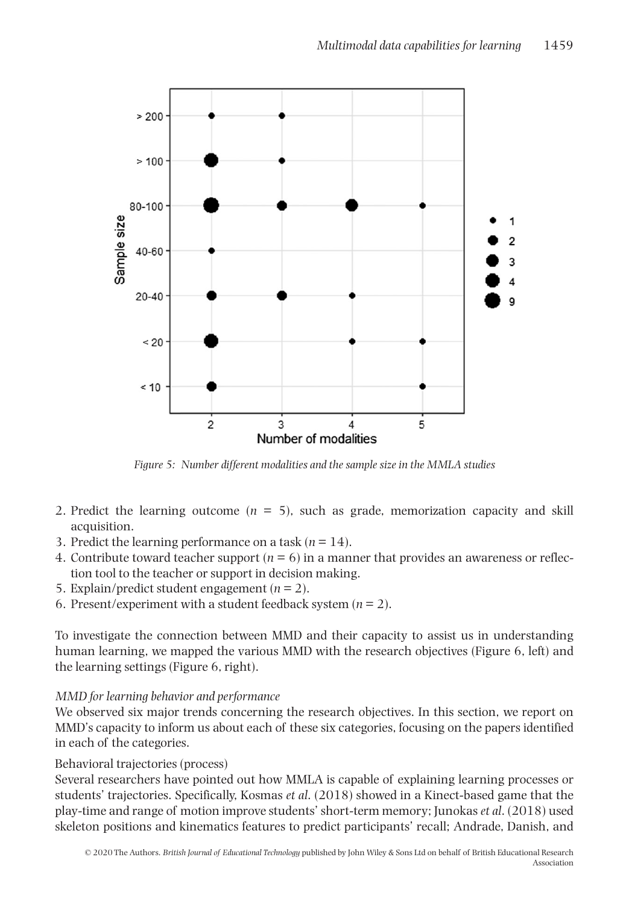Sample size

> 200

> 100

80-100

40-60

20-40

< 20

< 10

Number of modalities

2

3

4

5

1

2

3

4

9

*Figure 5: Number different modalities and the sample size in the MMLA studies*

2. Predict the learning outcome ($n$ = 5), such as grade, memorization capacity and skill acquisition.
3. Predict the learning performance on a task ($n$ = 14).
4. Contribute toward teacher support ($n$ = 6) in a manner that provides an awareness or reflection tool to the teacher or support in decision making.
5. Explain/predict student engagement ($n$ = 2).
6. Present/experiment with a student feedback system ($n$ = 2).

To investigate the connection between MMD and their capacity to assist us in understanding human learning, we mapped the various MMD with the research objectives (Figure 6, left) and the learning settings (Figure 6, right).

*MMD for learning behavior and performance*

We observed six major trends concerning the research objectives. In this section, we report on MMD's capacity to inform us about each of these six categories, focusing on the papers identified in each of the categories.

Behavioral trajectories (process)

Several researchers have pointed out how MMLA is capable of explaining learning processes or students' trajectories. Specifically, Kosmas *et al.* (2018) showed in a Kinect-based game that the play-time and range of motion improve students' short-term memory; Junokas *et al.* (2018) used skeleton positions and kinematics features to predict participants' recall; Andrade, Danish, and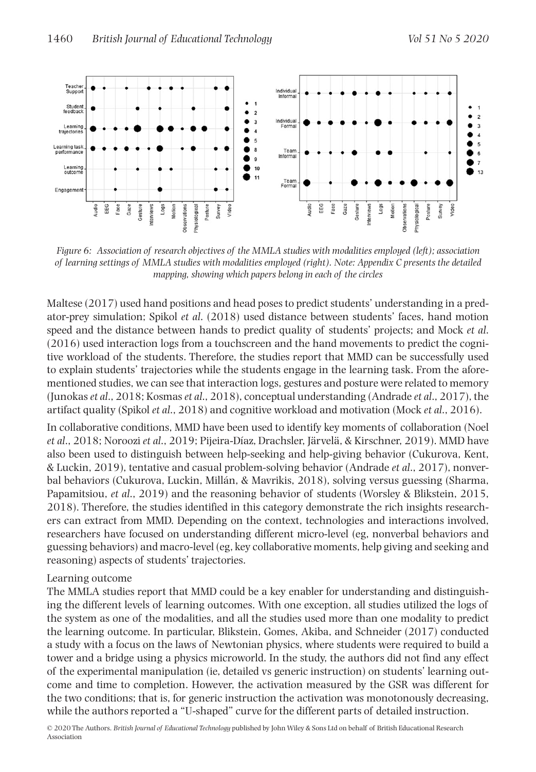Teacher Support
Student feedback
Learning trajectories
Learning task performance
Learning outcome
Engagement

Audio EEG Face Gaze Gesture Interviews Logs Motion Observations Physiological Posture Survey Video

1
2
3
4
5
8
9
10
11

Individual Informal
Individual Formal
Team Informal
Team Formal

Audio EEG Face Gaze Gesture Interviews Logs Motion Observations Physiological Posture Survey Video

1
2
3
4
5
6
7
13

*Figure 6: Association of research objectives of the MMLA studies with modalities employed (left); association of learning settings of MMLA studies with modalities employed (right). Note: Appendix C presents the detailed mapping, showing which papers belong in each of the circles*

Maltese (2017) used hand positions and head poses to predict students' understanding in a predator-prey simulation; Spikol *et al*. (2018) used distance between students' faces, hand motion speed and the distance between hands to predict quality of students' projects; and Mock *et al*. (2016) used interaction logs from a touchscreen and the hand movements to predict the cognitive workload of the students. Therefore, the studies report that MMD can be successfully used to explain students' trajectories while the students engage in the learning task. From the aforementioned studies, we can see that interaction logs, gestures and posture were related to memory (Junokas *et al*., 2018; Kosmas *et al*., 2018), conceptual understanding (Andrade *et al*., 2017), the artifact quality (Spikol *et al*., 2018) and cognitive workload and motivation (Mock *et al*., 2016).

In collaborative conditions, MMD have been used to identify key moments of collaboration (Noel *et al*., 2018; Noroozi *et al*., 2019; Pijeira-Díaz, Drachsler, Järvelä, & Kirschner, 2019). MMD have also been used to distinguish between help-seeking and help-giving behavior (Cukurova, Kent, & Luckin, 2019), tentative and casual problem-solving behavior (Andrade *et al*., 2017), nonverbal behaviors (Cukurova, Luckin, Millán, & Mavrikis, 2018), solving versus guessing (Sharma, Papamitsiou, *et al*., 2019) and the reasoning behavior of students (Worsley & Blikstein, 2015, 2018). Therefore, the studies identified in this category demonstrate the rich insights researchers can extract from MMD. Depending on the context, technologies and interactions involved, researchers have focused on understanding different micro-level (eg, nonverbal behaviors and guessing behaviors) and macro-level (eg, key collaborative moments, help giving and seeking and reasoning) aspects of students' trajectories.

### Learning outcome

The MMLA studies report that MMD could be a key enabler for understanding and distinguishing the different levels of learning outcomes. With one exception, all studies utilized the logs of the system as one of the modalities, and all the studies used more than one modality to predict the learning outcome. In particular, Blikstein, Gomes, Akiba, and Schneider (2017) conducted a study with a focus on the laws of Newtonian physics, where students were required to build a tower and a bridge using a physics microworld. In the study, the authors did not find any effect of the experimental manipulation (ie, detailed vs generic instruction) on students' learning outcome and time to completion. However, the activation measured by the GSR was different for the two conditions; that is, for generic instruction the activation was monotonously decreasing, while the authors reported a "U-shaped" curve for the different parts of detailed instruction.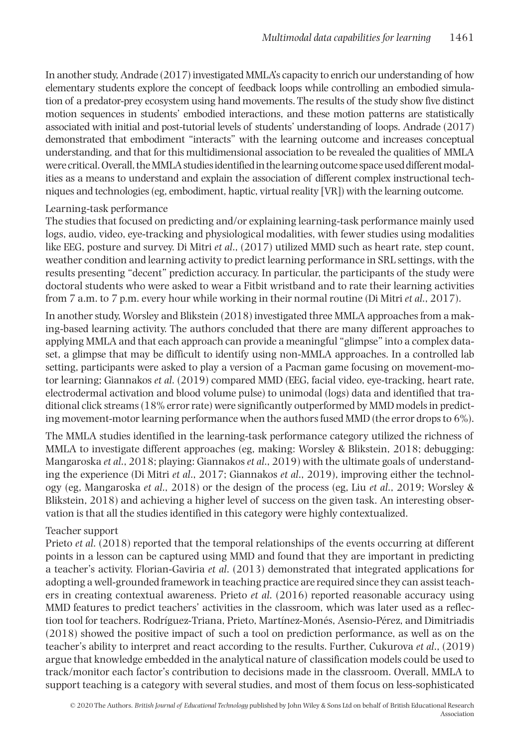In another study, Andrade (2017) investigated MMLA's capacity to enrich our understanding of how elementary students explore the concept of feedback loops while controlling an embodied simulation of a predator-prey ecosystem using hand movements. The results of the study show five distinct motion sequences in students' embodied interactions, and these motion patterns are statistically associated with initial and post-tutorial levels of students' understanding of loops. Andrade (2017) demonstrated that embodiment "interacts" with the learning outcome and increases conceptual understanding, and that for this multidimensional association to be revealed the qualities of MMLA were critical. Overall, the MMLA studies identified in the learning outcome space used different modalities as a means to understand and explain the association of different complex instructional techniques and technologies (eg, embodiment, haptic, virtual reality [VR]) with the learning outcome.

### Learning-task performance

The studies that focused on predicting and/or explaining learning-task performance mainly used logs, audio, video, eye-tracking and physiological modalities, with fewer studies using modalities like EEG, posture and survey. Di Mitri *et al*., (2017) utilized MMD such as heart rate, step count, weather condition and learning activity to predict learning performance in SRL settings, with the results presenting "decent" prediction accuracy. In particular, the participants of the study were doctoral students who were asked to wear a Fitbit wristband and to rate their learning activities from 7 a.m. to 7 p.m. every hour while working in their normal routine (Di Mitri *et al*., 2017).

In another study, Worsley and Blikstein (2018) investigated three MMLA approaches from a making-based learning activity. The authors concluded that there are many different approaches to applying MMLA and that each approach can provide a meaningful "glimpse" into a complex dataset, a glimpse that may be difficult to identify using non-MMLA approaches. In a controlled lab setting, participants were asked to play a version of a Pacman game focusing on movement-motor learning; Giannakos *et al*. (2019) compared MMD (EEG, facial video, eye-tracking, heart rate, electrodermal activation and blood volume pulse) to unimodal (logs) data and identified that traditional click streams (18% error rate) were significantly outperformed by MMD models in predicting movement-motor learning performance when the authors fused MMD (the error drops to 6%).

The MMLA studies identified in the learning-task performance category utilized the richness of MMLA to investigate different approaches (eg, making: Worsley & Blikstein, 2018; debugging: Mangaroska *et al*., 2018; playing: Giannakos *et al*., 2019) with the ultimate goals of understanding the experience (Di Mitri *et al*., 2017; Giannakos *et al*., 2019), improving either the technology (eg, Mangaroska *et al*., 2018) or the design of the process (eg, Liu *et al*., 2019; Worsley & Blikstein, 2018) and achieving a higher level of success on the given task. An interesting observation is that all the studies identified in this category were highly contextualized.

### Teacher support

Prieto *et al*. (2018) reported that the temporal relationships of the events occurring at different points in a lesson can be captured using MMD and found that they are important in predicting a teacher's activity. Florian-Gaviria *et al*. (2013) demonstrated that integrated applications for adopting a well-grounded framework in teaching practice are required since they can assist teachers in creating contextual awareness. Prieto *et al*. (2016) reported reasonable accuracy using MMD features to predict teachers' activities in the classroom, which was later used as a reflection tool for teachers. Rodríguez-Triana, Prieto, Martínez-Monés, Asensio-Pérez, and Dimitriadis (2018) showed the positive impact of such a tool on prediction performance, as well as on the teacher's ability to interpret and react according to the results. Further, Cukurova *et al*., (2019) argue that knowledge embedded in the analytical nature of classification models could be used to track/monitor each factor's contribution to decisions made in the classroom. Overall, MMLA to support teaching is a category with several studies, and most of them focus on less-sophisticated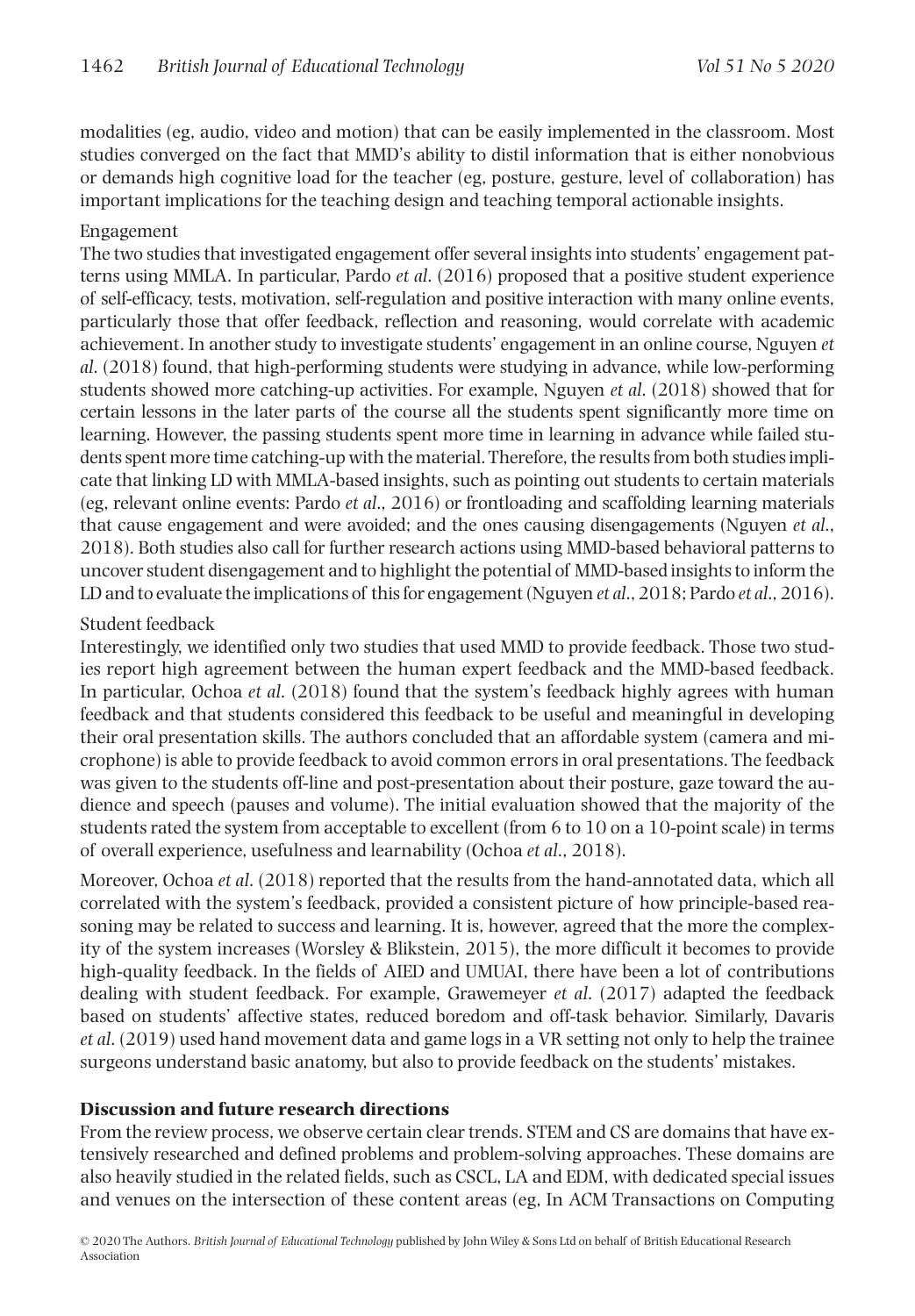modalities (eg, audio, video and motion) that can be easily implemented in the classroom. Most studies converged on the fact that MMD's ability to distil information that is either nonobvious or demands high cognitive load for the teacher (eg, posture, gesture, level of collaboration) has important implications for the teaching design and teaching temporal actionable insights.

### Engagement

The two studies that investigated engagement offer several insights into students' engagement patterns using MMLA. In particular, Pardo *et al*. (2016) proposed that a positive student experience of self-efficacy, tests, motivation, self-regulation and positive interaction with many online events, particularly those that offer feedback, reflection and reasoning, would correlate with academic achievement. In another study to investigate students' engagement in an online course, Nguyen *et al*. (2018) found, that high-performing students were studying in advance, while low-performing students showed more catching-up activities. For example, Nguyen *et al*. (2018) showed that for certain lessons in the later parts of the course all the students spent significantly more time on learning. However, the passing students spent more time in learning in advance while failed students spent more time catching-up with the material. Therefore, the results from both studies implicate that linking LD with MMLA-based insights, such as pointing out students to certain materials (eg, relevant online events: Pardo *et al*., 2016) or frontloading and scaffolding learning materials that cause engagement and were avoided; and the ones causing disengagements (Nguyen *et al*., 2018). Both studies also call for further research actions using MMD-based behavioral patterns to uncover student disengagement and to highlight the potential of MMD-based insights to inform the LD and to evaluate the implications of this for engagement (Nguyen *et al*., 2018; Pardo *et al*., 2016).

### Student feedback

Interestingly, we identified only two studies that used MMD to provide feedback. Those two studies report high agreement between the human expert feedback and the MMD-based feedback. In particular, Ochoa *et al*. (2018) found that the system's feedback highly agrees with human feedback and that students considered this feedback to be useful and meaningful in developing their oral presentation skills. The authors concluded that an affordable system (camera and microphone) is able to provide feedback to avoid common errors in oral presentations. The feedback was given to the students off-line and post-presentation about their posture, gaze toward the audience and speech (pauses and volume). The initial evaluation showed that the majority of the students rated the system from acceptable to excellent (from 6 to 10 on a 10-point scale) in terms of overall experience, usefulness and learnability (Ochoa *et al*., 2018).

Moreover, Ochoa *et al*. (2018) reported that the results from the hand-annotated data, which all correlated with the system's feedback, provided a consistent picture of how principle-based reasoning may be related to success and learning. It is, however, agreed that the more the complexity of the system increases (Worsley & Blikstein, 2015), the more difficult it becomes to provide high-quality feedback. In the fields of AIED and UMUAI, there have been a lot of contributions dealing with student feedback. For example, Grawemeyer *et al*. (2017) adapted the feedback based on students' affective states, reduced boredom and off-task behavior. Similarly, Davaris *et al*. (2019) used hand movement data and game logs in a VR setting not only to help the trainee surgeons understand basic anatomy, but also to provide feedback on the students' mistakes.

## Discussion and future research directions

From the review process, we observe certain clear trends. STEM and CS are domains that have extensively researched and defined problems and problem-solving approaches. These domains are also heavily studied in the related fields, such as CSCL, LA and EDM, with dedicated special issues and venues on the intersection of these content areas (eg, In ACM Transactions on Computing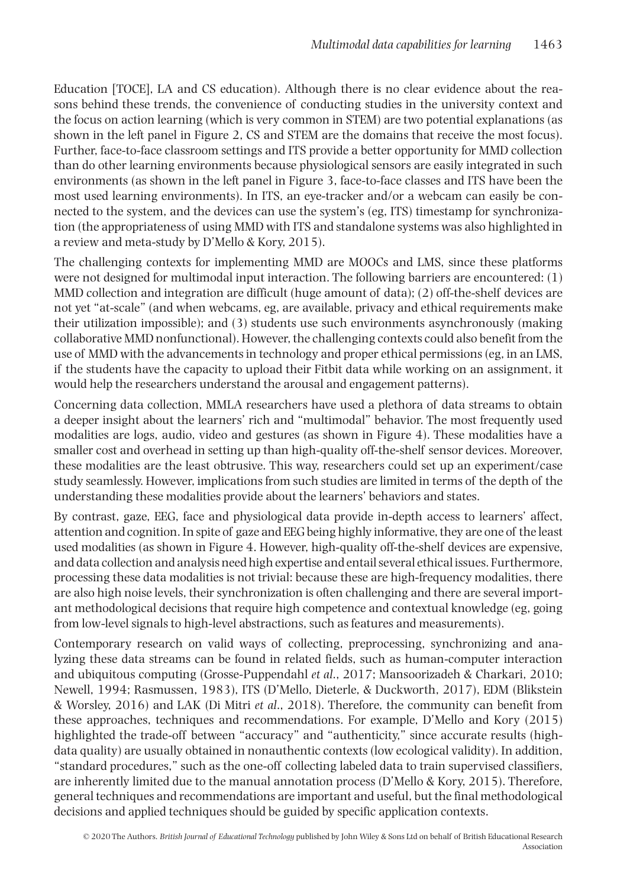Education [TOCE], LA and CS education). Although there is no clear evidence about the reasons behind these trends, the convenience of conducting studies in the university context and the focus on action learning (which is very common in STEM) are two potential explanations (as shown in the left panel in Figure 2, CS and STEM are the domains that receive the most focus). Further, face-to-face classroom settings and ITS provide a better opportunity for MMD collection than do other learning environments because physiological sensors are easily integrated in such environments (as shown in the left panel in Figure 3, face-to-face classes and ITS have been the most used learning environments). In ITS, an eye-tracker and/or a webcam can easily be connected to the system, and the devices can use the system's (eg, ITS) timestamp for synchronization (the appropriateness of using MMD with ITS and standalone systems was also highlighted in a review and meta-study by D'Mello & Kory, 2015).

The challenging contexts for implementing MMD are MOOCs and LMS, since these platforms were not designed for multimodal input interaction. The following barriers are encountered: (1) MMD collection and integration are difficult (huge amount of data); (2) off-the-shelf devices are not yet "at-scale" (and when webcams, eg, are available, privacy and ethical requirements make their utilization impossible); and (3) students use such environments asynchronously (making collaborative MMD nonfunctional). However, the challenging contexts could also benefit from the use of MMD with the advancements in technology and proper ethical permissions (eg, in an LMS, if the students have the capacity to upload their Fitbit data while working on an assignment, it would help the researchers understand the arousal and engagement patterns).

Concerning data collection, MMLA researchers have used a plethora of data streams to obtain a deeper insight about the learners' rich and "multimodal" behavior. The most frequently used modalities are logs, audio, video and gestures (as shown in Figure 4). These modalities have a smaller cost and overhead in setting up than high-quality off-the-shelf sensor devices. Moreover, these modalities are the least obtrusive. This way, researchers could set up an experiment/case study seamlessly. However, implications from such studies are limited in terms of the depth of the understanding these modalities provide about the learners' behaviors and states.

By contrast, gaze, EEG, face and physiological data provide in-depth access to learners' affect, attention and cognition. In spite of gaze and EEG being highly informative, they are one of the least used modalities (as shown in Figure 4. However, high-quality off-the-shelf devices are expensive, and data collection and analysis need high expertise and entail several ethical issues. Furthermore, processing these data modalities is not trivial: because these are high-frequency modalities, there are also high noise levels, their synchronization is often challenging and there are several important methodological decisions that require high competence and contextual knowledge (eg, going from low-level signals to high-level abstractions, such as features and measurements).

Contemporary research on valid ways of collecting, preprocessing, synchronizing and analyzing these data streams can be found in related fields, such as human-computer interaction and ubiquitous computing (Grosse-Puppendahl *et al.*, 2017; Mansoorizadeh & Charkari, 2010; Newell, 1994; Rasmussen, 1983), ITS (D'Mello, Dieterle, & Duckworth, 2017), EDM (Blikstein & Worsley, 2016) and LAK (Di Mitri *et al.*, 2018). Therefore, the community can benefit from these approaches, techniques and recommendations. For example, D'Mello and Kory (2015) highlighted the trade-off between "accuracy" and "authenticity," since accurate results (high-data quality) are usually obtained in nonauthentic contexts (low ecological validity). In addition, "standard procedures," such as the one-off collecting labeled data to train supervised classifiers, are inherently limited due to the manual annotation process (D'Mello & Kory, 2015). Therefore, general techniques and recommendations are important and useful, but the final methodological decisions and applied techniques should be guided by specific application contexts.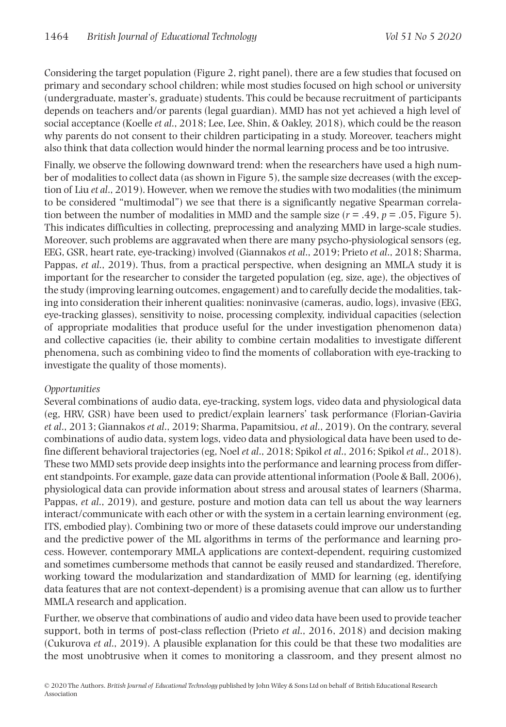Considering the target population (Figure 2, right panel), there are a few studies that focused on primary and secondary school children; while most studies focused on high school or university (undergraduate, master's, graduate) students. This could be because recruitment of participants depends on teachers and/or parents (legal guardian). MMD has not yet achieved a high level of social acceptance (Koelle *et al*., 2018; Lee, Lee, Shin, & Oakley, 2018), which could be the reason why parents do not consent to their children participating in a study. Moreover, teachers might also think that data collection would hinder the normal learning process and be too intrusive.

Finally, we observe the following downward trend: when the researchers have used a high number of modalities to collect data (as shown in Figure 5), the sample size decreases (with the exception of Liu *et al*., 2019). However, when we remove the studies with two modalities (the minimum to be considered "multimodal") we see that there is a significantly negative Spearman correlation between the number of modalities in MMD and the sample size ($r = .49$, $p = .05$, Figure 5). This indicates difficulties in collecting, preprocessing and analyzing MMD in large-scale studies. Moreover, such problems are aggravated when there are many psycho-physiological sensors (eg, EEG, GSR, heart rate, eye-tracking) involved (Giannakos *et al*., 2019; Prieto *et al*., 2018; Sharma, Pappas, *et al*., 2019). Thus, from a practical perspective, when designing an MMLA study it is important for the researcher to consider the targeted population (eg, size, age), the objectives of the study (improving learning outcomes, engagement) and to carefully decide the modalities, taking into consideration their inherent qualities: noninvasive (cameras, audio, logs), invasive (EEG, eye-tracking glasses), sensitivity to noise, processing complexity, individual capacities (selection of appropriate modalities that produce useful for the under investigation phenomenon data) and collective capacities (ie, their ability to combine certain modalities to investigate different phenomena, such as combining video to find the moments of collaboration with eye-tracking to investigate the quality of those moments).

*Opportunities*

Several combinations of audio data, eye-tracking, system logs, video data and physiological data (eg, HRV, GSR) have been used to predict/explain learners' task performance (Florian-Gaviria *et al*., 2013; Giannakos *et al*., 2019; Sharma, Papamitsiou, *et al*., 2019). On the contrary, several combinations of audio data, system logs, video data and physiological data have been used to define different behavioral trajectories (eg, Noel *et al*., 2018; Spikol *et al*., 2016; Spikol *et al*., 2018). These two MMD sets provide deep insights into the performance and learning process from different standpoints. For example, gaze data can provide attentional information (Poole & Ball, 2006), physiological data can provide information about stress and arousal states of learners (Sharma, Pappas, *et al*., 2019), and gesture, posture and motion data can tell us about the way learners interact/communicate with each other or with the system in a certain learning environment (eg, ITS, embodied play). Combining two or more of these datasets could improve our understanding and the predictive power of the ML algorithms in terms of the performance and learning process. However, contemporary MMLA applications are context-dependent, requiring customized and sometimes cumbersome methods that cannot be easily reused and standardized. Therefore, working toward the modularization and standardization of MMD for learning (eg, identifying data features that are not context-dependent) is a promising avenue that can allow us to further MMLA research and application.

Further, we observe that combinations of audio and video data have been used to provide teacher support, both in terms of post-class reflection (Prieto *et al*., 2016, 2018) and decision making (Cukurova *et al*., 2019). A plausible explanation for this could be that these two modalities are the most unobtrusive when it comes to monitoring a classroom, and they present almost no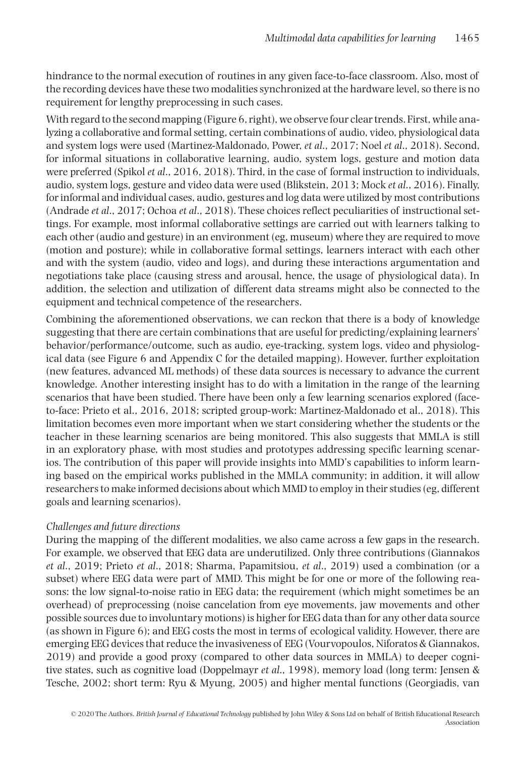hindrance to the normal execution of routines in any given face-to-face classroom. Also, most of the recording devices have these two modalities synchronized at the hardware level, so there is no requirement for lengthy preprocessing in such cases.

With regard to the second mapping (Figure 6, right), we observe four clear trends. First, while analyzing a collaborative and formal setting, certain combinations of audio, video, physiological data and system logs were used (Martinez-Maldonado, Power, *et al*., 2017; Noel *et al*., 2018). Second, for informal situations in collaborative learning, audio, system logs, gesture and motion data were preferred (Spikol *et al*., 2016, 2018). Third, in the case of formal instruction to individuals, audio, system logs, gesture and video data were used (Blikstein, 2013; Mock *et al*., 2016). Finally, for informal and individual cases, audio, gestures and log data were utilized by most contributions (Andrade *et al*., 2017; Ochoa *et al*., 2018). These choices reflect peculiarities of instructional settings. For example, most informal collaborative settings are carried out with learners talking to each other (audio and gesture) in an environment (eg, museum) where they are required to move (motion and posture); while in collaborative formal settings, learners interact with each other and with the system (audio, video and logs), and during these interactions argumentation and negotiations take place (causing stress and arousal, hence, the usage of physiological data). In addition, the selection and utilization of different data streams might also be connected to the equipment and technical competence of the researchers.

Combining the aforementioned observations, we can reckon that there is a body of knowledge suggesting that there are certain combinations that are useful for predicting/explaining learners' behavior/performance/outcome, such as audio, eye-tracking, system logs, video and physiological data (see Figure 6 and Appendix C for the detailed mapping). However, further exploitation (new features, advanced ML methods) of these data sources is necessary to advance the current knowledge. Another interesting insight has to do with a limitation in the range of the learning scenarios that have been studied. There have been only a few learning scenarios explored (face-to-face: Prieto et al., 2016, 2018; scripted group-work: Martinez-Maldonado et al., 2018). This limitation becomes even more important when we start considering whether the students or the teacher in these learning scenarios are being monitored. This also suggests that MMLA is still in an exploratory phase, with most studies and prototypes addressing specific learning scenarios. The contribution of this paper will provide insights into MMD's capabilities to inform learning based on the empirical works published in the MMLA community; in addition, it will allow researchers to make informed decisions about which MMD to employ in their studies (eg, different goals and learning scenarios).

*Challenges and future directions*

During the mapping of the different modalities, we also came across a few gaps in the research. For example, we observed that EEG data are underutilized. Only three contributions (Giannakos *et al*., 2019; Prieto *et al*., 2018; Sharma, Papamitsiou, *et al*., 2019) used a combination (or a subset) where EEG data were part of MMD. This might be for one or more of the following reasons: the low signal-to-noise ratio in EEG data; the requirement (which might sometimes be an overhead) of preprocessing (noise cancelation from eye movements, jaw movements and other possible sources due to involuntary motions) is higher for EEG data than for any other data source (as shown in Figure 6); and EEG costs the most in terms of ecological validity. However, there are emerging EEG devices that reduce the invasiveness of EEG (Vourvopoulos, Niforatos & Giannakos, 2019) and provide a good proxy (compared to other data sources in MMLA) to deeper cognitive states, such as cognitive load (Doppelmayr *et al*., 1998), memory load (long term: Jensen & Tesche, 2002; short term: Ryu & Myung, 2005) and higher mental functions (Georgiadis, van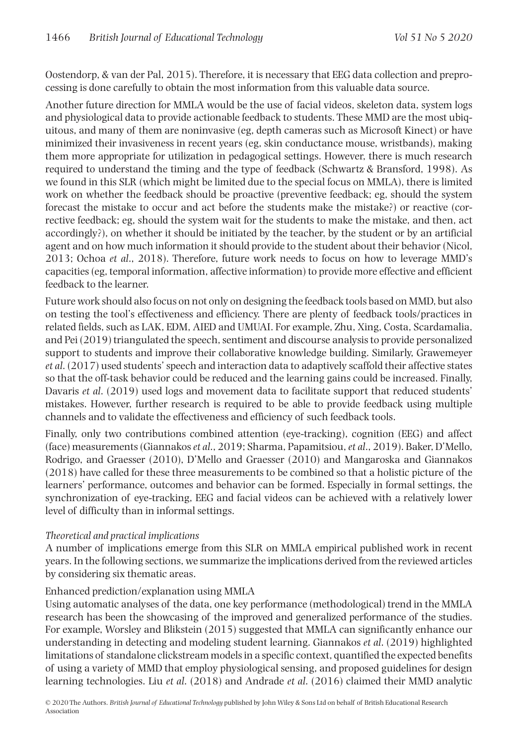Oostendorp, & van der Pal, 2015). Therefore, it is necessary that EEG data collection and preprocessing is done carefully to obtain the most information from this valuable data source.

Another future direction for MMLA would be the use of facial videos, skeleton data, system logs and physiological data to provide actionable feedback to students. These MMD are the most ubiquitous, and many of them are noninvasive (eg, depth cameras such as Microsoft Kinect) or have minimized their invasiveness in recent years (eg, skin conductance mouse, wristbands), making them more appropriate for utilization in pedagogical settings. However, there is much research required to understand the timing and the type of feedback (Schwartz & Bransford, 1998). As we found in this SLR (which might be limited due to the special focus on MMLA), there is limited work on whether the feedback should be proactive (preventive feedback; eg, should the system forecast the mistake to occur and act before the students make the mistake?) or reactive (corrective feedback; eg, should the system wait for the students to make the mistake, and then, act accordingly?), on whether it should be initiated by the teacher, by the student or by an artificial agent and on how much information it should provide to the student about their behavior (Nicol, 2013; Ochoa *et al*., 2018). Therefore, future work needs to focus on how to leverage MMD's capacities (eg, temporal information, affective information) to provide more effective and efficient feedback to the learner.

Future work should also focus on not only on designing the feedback tools based on MMD, but also on testing the tool's effectiveness and efficiency. There are plenty of feedback tools/practices in related fields, such as LAK, EDM, AIED and UMUAI. For example, Zhu, Xing, Costa, Scardamalia, and Pei (2019) triangulated the speech, sentiment and discourse analysis to provide personalized support to students and improve their collaborative knowledge building. Similarly, Grawemeyer *et al*. (2017) used students' speech and interaction data to adaptively scaffold their affective states so that the off-task behavior could be reduced and the learning gains could be increased. Finally, Davaris *et al*. (2019) used logs and movement data to facilitate support that reduced students' mistakes. However, further research is required to be able to provide feedback using multiple channels and to validate the effectiveness and efficiency of such feedback tools.

Finally, only two contributions combined attention (eye-tracking), cognition (EEG) and affect (face) measurements (Giannakos *et al*., 2019; Sharma, Papamitsiou, *et al*., 2019). Baker, D'Mello, Rodrigo, and Graesser (2010), D'Mello and Graesser (2010) and Mangaroska and Giannakos (2018) have called for these three measurements to be combined so that a holistic picture of the learners' performance, outcomes and behavior can be formed. Especially in formal settings, the synchronization of eye-tracking, EEG and facial videos can be achieved with a relatively lower level of difficulty than in informal settings.

### *Theoretical and practical implications*

A number of implications emerge from this SLR on MMLA empirical published work in recent years. In the following sections, we summarize the implications derived from the reviewed articles by considering six thematic areas.

#### Enhanced prediction/explanation using MMLA

Using automatic analyses of the data, one key performance (methodological) trend in the MMLA research has been the showcasing of the improved and generalized performance of the studies. For example, Worsley and Blikstein (2015) suggested that MMLA can significantly enhance our understanding in detecting and modeling student learning. Giannakos *et al*. (2019) highlighted limitations of standalone clickstream models in a specific context, quantified the expected benefits of using a variety of MMD that employ physiological sensing, and proposed guidelines for design learning technologies. Liu *et al*. (2018) and Andrade *et al*. (2016) claimed their MMD analytic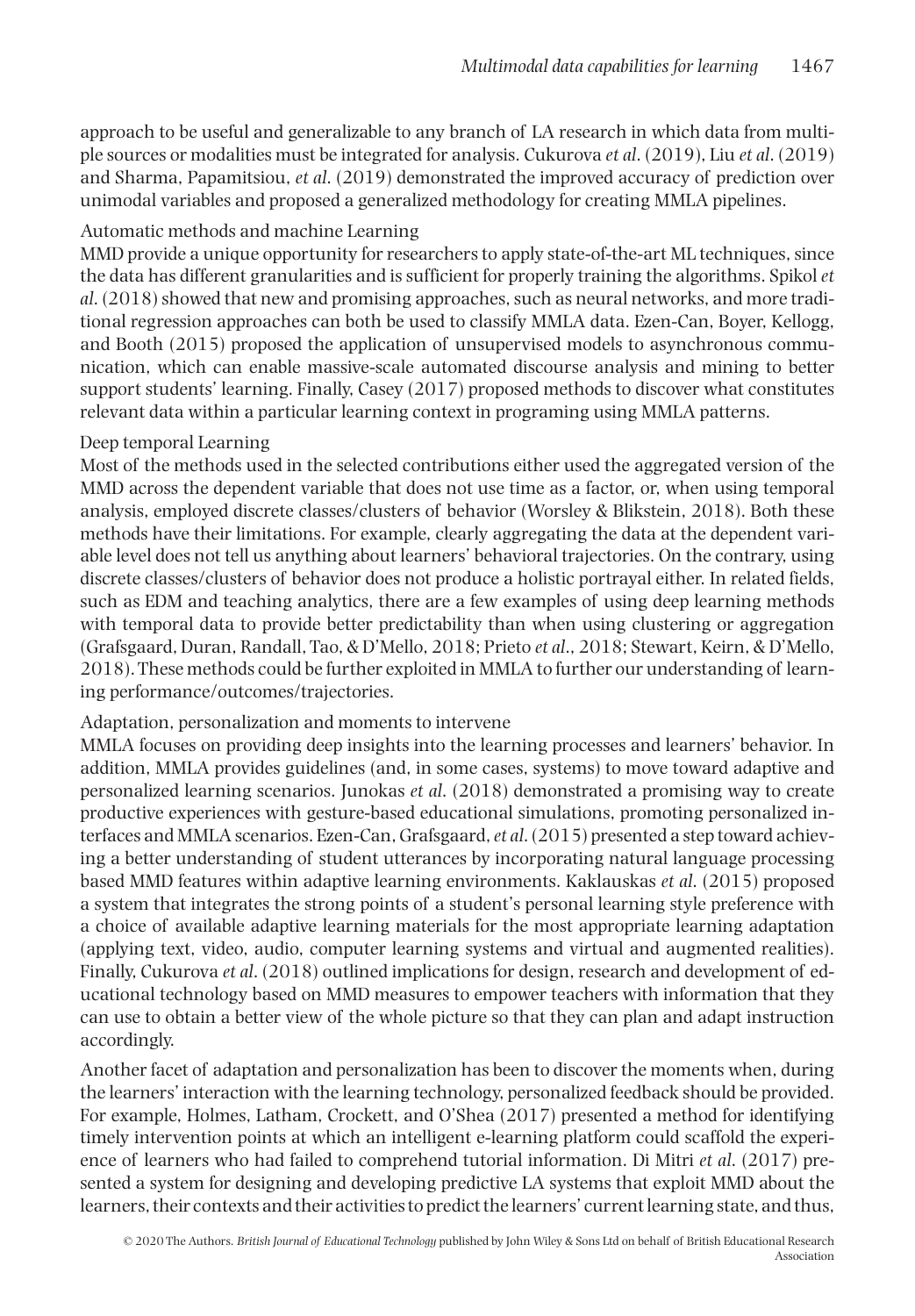approach to be useful and generalizable to any branch of LA research in which data from multiple sources or modalities must be integrated for analysis. Cukurova *et al*. (2019), Liu *et al*. (2019) and Sharma, Papamitsiou, *et al*. (2019) demonstrated the improved accuracy of prediction over unimodal variables and proposed a generalized methodology for creating MMLA pipelines.

### Automatic methods and machine Learning

MMD provide a unique opportunity for researchers to apply state-of-the-art ML techniques, since the data has different granularities and is sufficient for properly training the algorithms. Spikol *et al*. (2018) showed that new and promising approaches, such as neural networks, and more traditional regression approaches can both be used to classify MMLA data. Ezen-Can, Boyer, Kellogg, and Booth (2015) proposed the application of unsupervised models to asynchronous communication, which can enable massive-scale automated discourse analysis and mining to better support students' learning. Finally, Casey (2017) proposed methods to discover what constitutes relevant data within a particular learning context in programing using MMLA patterns.

### Deep temporal Learning

Most of the methods used in the selected contributions either used the aggregated version of the MMD across the dependent variable that does not use time as a factor, or, when using temporal analysis, employed discrete classes/clusters of behavior (Worsley & Blikstein, 2018). Both these methods have their limitations. For example, clearly aggregating the data at the dependent variable level does not tell us anything about learners' behavioral trajectories. On the contrary, using discrete classes/clusters of behavior does not produce a holistic portrayal either. In related fields, such as EDM and teaching analytics, there are a few examples of using deep learning methods with temporal data to provide better predictability than when using clustering or aggregation (Grafsgaard, Duran, Randall, Tao, & D'Mello, 2018; Prieto *et al*., 2018; Stewart, Keirn, & D'Mello, 2018). These methods could be further exploited in MMLA to further our understanding of learning performance/outcomes/trajectories.

### Adaptation, personalization and moments to intervene

MMLA focuses on providing deep insights into the learning processes and learners' behavior. In addition, MMLA provides guidelines (and, in some cases, systems) to move toward adaptive and personalized learning scenarios. Junokas *et al*. (2018) demonstrated a promising way to create productive experiences with gesture-based educational simulations, promoting personalized interfaces and MMLA scenarios. Ezen-Can, Grafsgaard, *et al*. (2015) presented a step toward achieving a better understanding of student utterances by incorporating natural language processing based MMD features within adaptive learning environments. Kaklauskas *et al*. (2015) proposed a system that integrates the strong points of a student's personal learning style preference with a choice of available adaptive learning materials for the most appropriate learning adaptation (applying text, video, audio, computer learning systems and virtual and augmented realities). Finally, Cukurova *et al*. (2018) outlined implications for design, research and development of educational technology based on MMD measures to empower teachers with information that they can use to obtain a better view of the whole picture so that they can plan and adapt instruction accordingly.

Another facet of adaptation and personalization has been to discover the moments when, during the learners' interaction with the learning technology, personalized feedback should be provided. For example, Holmes, Latham, Crockett, and O'Shea (2017) presented a method for identifying timely intervention points at which an intelligent e-learning platform could scaffold the experience of learners who had failed to comprehend tutorial information. Di Mitri *et al*. (2017) presented a system for designing and developing predictive LA systems that exploit MMD about the learners, their contexts and their activities to predict the learners' current learning state, and thus,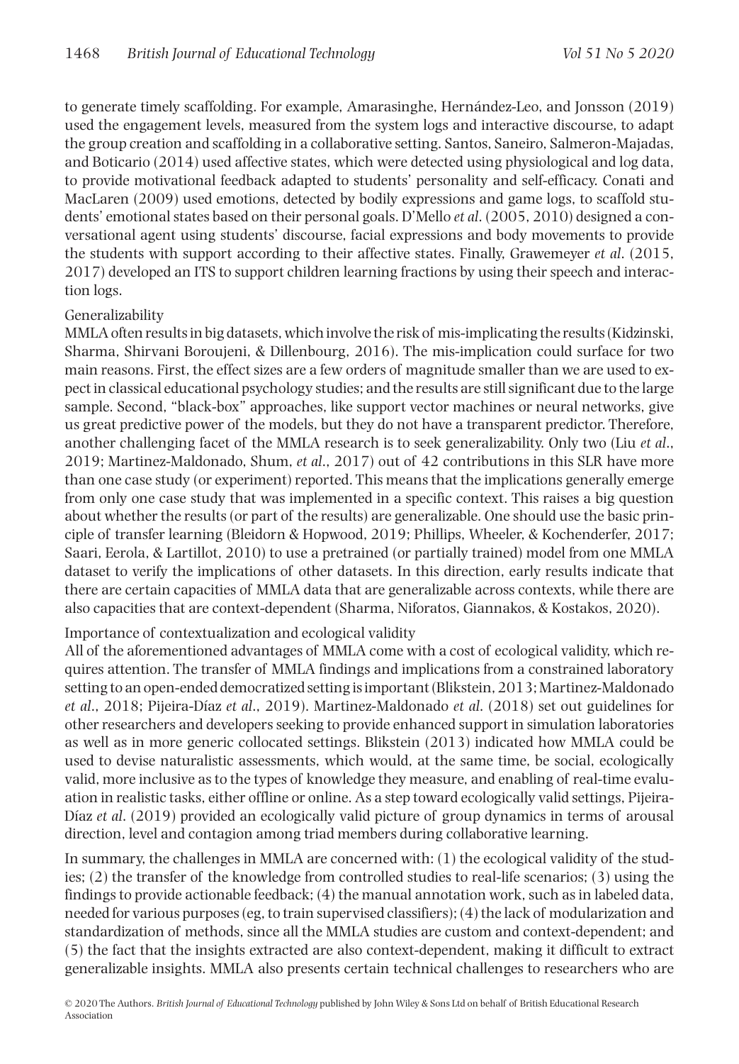to generate timely scaffolding. For example, Amarasinghe, Hernández-Leo, and Jonsson (2019) used the engagement levels, measured from the system logs and interactive discourse, to adapt the group creation and scaffolding in a collaborative setting. Santos, Saneiro, Salmeron-Majadas, and Boticario (2014) used affective states, which were detected using physiological and log data, to provide motivational feedback adapted to students' personality and self-efficacy. Conati and MacLaren (2009) used emotions, detected by bodily expressions and game logs, to scaffold students' emotional states based on their personal goals. D'Mello *et al.* (2005, 2010) designed a conversational agent using students' discourse, facial expressions and body movements to provide the students with support according to their affective states. Finally, Grawemeyer *et al.* (2015, 2017) developed an ITS to support children learning fractions by using their speech and interaction logs.

### Generalizability

MMLA often results in big datasets, which involve the risk of mis-implicating the results (Kidzinski, Sharma, Shirvani Boroujeni, & Dillenbourg, 2016). The mis-implication could surface for two main reasons. First, the effect sizes are a few orders of magnitude smaller than we are used to expect in classical educational psychology studies; and the results are still significant due to the large sample. Second, "black-box" approaches, like support vector machines or neural networks, give us great predictive power of the models, but they do not have a transparent predictor. Therefore, another challenging facet of the MMLA research is to seek generalizability. Only two (Liu *et al.*, 2019; Martinez-Maldonado, Shum, *et al.*, 2017) out of 42 contributions in this SLR have more than one case study (or experiment) reported. This means that the implications generally emerge from only one case study that was implemented in a specific context. This raises a big question about whether the results (or part of the results) are generalizable. One should use the basic principle of transfer learning (Bleidorn & Hopwood, 2019; Phillips, Wheeler, & Kochenderfer, 2017; Saari, Eerola, & Lartillot, 2010) to use a pretrained (or partially trained) model from one MMLA dataset to verify the implications of other datasets. In this direction, early results indicate that there are certain capacities of MMLA data that are generalizable across contexts, while there are also capacities that are context-dependent (Sharma, Niforatos, Giannakos, & Kostakos, 2020).

### Importance of contextualization and ecological validity

All of the aforementioned advantages of MMLA come with a cost of ecological validity, which requires attention. The transfer of MMLA findings and implications from a constrained laboratory setting to an open-ended democratized setting is important (Blikstein, 2013; Martinez-Maldonado *et al.*, 2018; Pijeira-Díaz *et al.*, 2019). Martinez-Maldonado *et al.* (2018) set out guidelines for other researchers and developers seeking to provide enhanced support in simulation laboratories as well as in more generic collocated settings. Blikstein (2013) indicated how MMLA could be used to devise naturalistic assessments, which would, at the same time, be social, ecologically valid, more inclusive as to the types of knowledge they measure, and enabling of real-time evaluation in realistic tasks, either offline or online. As a step toward ecologically valid settings, Pijeira-Díaz *et al.* (2019) provided an ecologically valid picture of group dynamics in terms of arousal direction, level and contagion among triad members during collaborative learning.

In summary, the challenges in MMLA are concerned with: (1) the ecological validity of the studies; (2) the transfer of the knowledge from controlled studies to real-life scenarios; (3) using the findings to provide actionable feedback; (4) the manual annotation work, such as in labeled data, needed for various purposes (eg, to train supervised classifiers); (4) the lack of modularization and standardization of methods, since all the MMLA studies are custom and context-dependent; and (5) the fact that the insights extracted are also context-dependent, making it difficult to extract generalizable insights. MMLA also presents certain technical challenges to researchers who are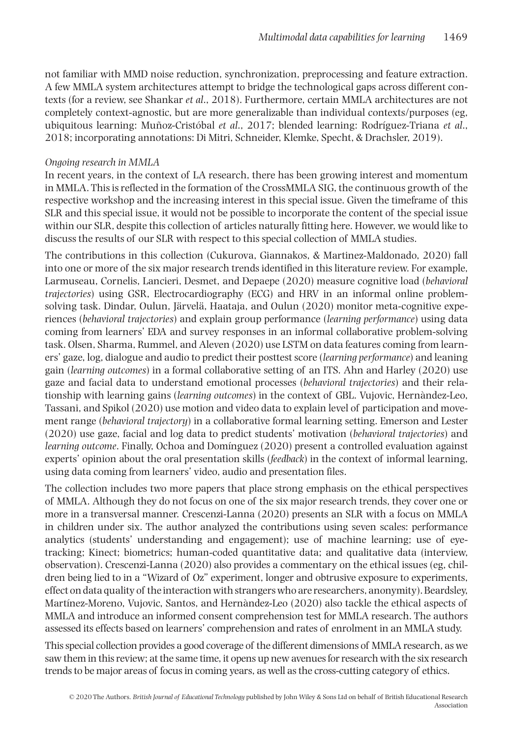not familiar with MMD noise reduction, synchronization, preprocessing and feature extraction. A few MMLA system architectures attempt to bridge the technological gaps across different contexts (for a review, see Shankar *et al.*, 2018). Furthermore, certain MMLA architectures are not completely context-agnostic, but are more generalizable than individual contexts/purposes (eg, ubiquitous learning: Muñoz-Cristóbal *et al.*, 2017; blended learning: Rodríguez-Triana *et al.*, 2018; incorporating annotations: Di Mitri, Schneider, Klemke, Specht, & Drachsler, 2019).

*Ongoing research in MMLA*

In recent years, in the context of LA research, there has been growing interest and momentum in MMLA. This is reflected in the formation of the CrossMMLA SIG, the continuous growth of the respective workshop and the increasing interest in this special issue. Given the timeframe of this SLR and this special issue, it would not be possible to incorporate the content of the special issue within our SLR, despite this collection of articles naturally fitting here. However, we would like to discuss the results of our SLR with respect to this special collection of MMLA studies.

The contributions in this collection (Cukurova, Giannakos, & Martinez-Maldonado, 2020) fall into one or more of the six major research trends identified in this literature review. For example, Larmuseau, Cornelis, Lancieri, Desmet, and Depaepe (2020) measure cognitive load (*behavioral trajectories*) using GSR, Electrocardiography (ECG) and HRV in an informal online problem-solving task. Dindar, Oulun, Järvelä, Haataja, and Oulun (2020) monitor meta-cognitive experiences (*behavioral trajectories*) and explain group performance (*learning performance*) using data coming from learners' EDA and survey responses in an informal collaborative problem-solving task. Olsen, Sharma, Rummel, and Aleven (2020) use LSTM on data features coming from learners' gaze, log, dialogue and audio to predict their posttest score (*learning performance*) and leaning gain (*learning outcomes*) in a formal collaborative setting of an ITS. Ahn and Harley (2020) use gaze and facial data to understand emotional processes (*behavioral trajectories*) and their relationship with learning gains (*learning outcomes*) in the context of GBL. Vujovic, Hernàndez-Leo, Tassani, and Spikol (2020) use motion and video data to explain level of participation and movement range (*behavioral trajectory*) in a collaborative formal learning setting. Emerson and Lester (2020) use gaze, facial and log data to predict students' motivation (*behavioral trajectories*) and *learning outcome*. Finally, Ochoa and Domínguez (2020) present a controlled evaluation against experts' opinion about the oral presentation skills (*feedback*) in the context of informal learning, using data coming from learners' video, audio and presentation files.

The collection includes two more papers that place strong emphasis on the ethical perspectives of MMLA. Although they do not focus on one of the six major research trends, they cover one or more in a transversal manner. Crescenzi-Lanna (2020) presents an SLR with a focus on MMLA in children under six. The author analyzed the contributions using seven scales: performance analytics (students' understanding and engagement); use of machine learning; use of eye-tracking; Kinect; biometrics; human-coded quantitative data; and qualitative data (interview, observation). Crescenzi-Lanna (2020) also provides a commentary on the ethical issues (eg, children being lied to in a "Wizard of Oz" experiment, longer and obtrusive exposure to experiments, effect on data quality of the interaction with strangers who are researchers, anonymity). Beardsley, Martínez-Moreno, Vujovic, Santos, and Hernàndez-Leo (2020) also tackle the ethical aspects of MMLA and introduce an informed consent comprehension test for MMLA research. The authors assessed its effects based on learners' comprehension and rates of enrolment in an MMLA study.

This special collection provides a good coverage of the different dimensions of MMLA research, as we saw them in this review; at the same time, it opens up new avenues for research with the six research trends to be major areas of focus in coming years, as well as the cross-cutting category of ethics.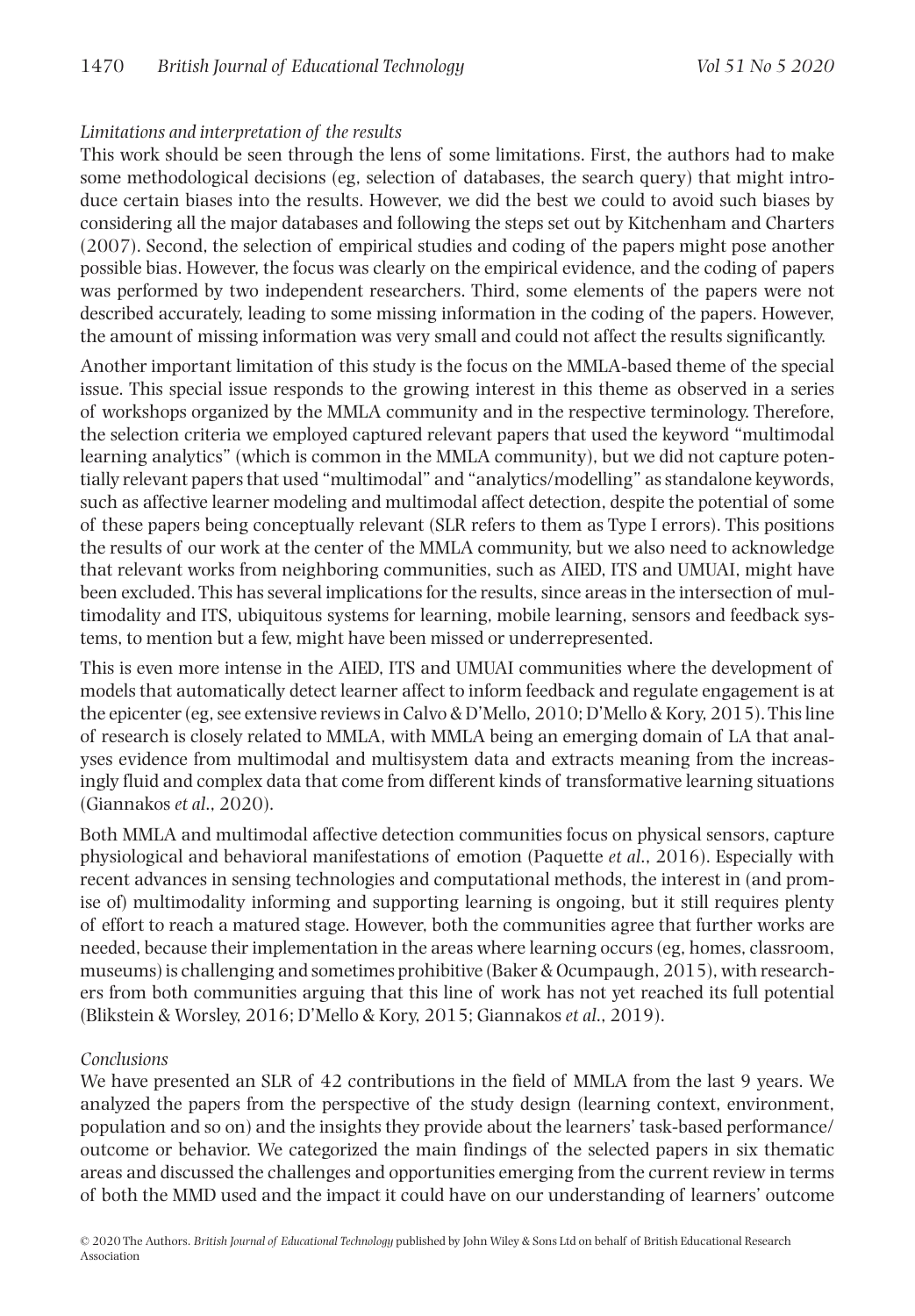*Limitations and interpretation of the results*

This work should be seen through the lens of some limitations. First, the authors had to make some methodological decisions (eg, selection of databases, the search query) that might introduce certain biases into the results. However, we did the best we could to avoid such biases by considering all the major databases and following the steps set out by Kitchenham and Charters (2007). Second, the selection of empirical studies and coding of the papers might pose another possible bias. However, the focus was clearly on the empirical evidence, and the coding of papers was performed by two independent researchers. Third, some elements of the papers were not described accurately, leading to some missing information in the coding of the papers. However, the amount of missing information was very small and could not affect the results significantly.

Another important limitation of this study is the focus on the MMLA-based theme of the special issue. This special issue responds to the growing interest in this theme as observed in a series of workshops organized by the MMLA community and in the respective terminology. Therefore, the selection criteria we employed captured relevant papers that used the keyword "multimodal learning analytics" (which is common in the MMLA community), but we did not capture potentially relevant papers that used "multimodal" and "analytics/modelling" as standalone keywords, such as affective learner modeling and multimodal affect detection, despite the potential of some of these papers being conceptually relevant (SLR refers to them as Type I errors). This positions the results of our work at the center of the MMLA community, but we also need to acknowledge that relevant works from neighboring communities, such as AIED, ITS and UMUAI, might have been excluded. This has several implications for the results, since areas in the intersection of multimodality and ITS, ubiquitous systems for learning, mobile learning, sensors and feedback systems, to mention but a few, might have been missed or underrepresented.

This is even more intense in the AIED, ITS and UMUAI communities where the development of models that automatically detect learner affect to inform feedback and regulate engagement is at the epicenter (eg, see extensive reviews in Calvo & D'Mello, 2010; D'Mello & Kory, 2015). This line of research is closely related to MMLA, with MMLA being an emerging domain of LA that analyses evidence from multimodal and multisystem data and extracts meaning from the increasingly fluid and complex data that come from different kinds of transformative learning situations (Giannakos *et al.*, 2020).

Both MMLA and multimodal affective detection communities focus on physical sensors, capture physiological and behavioral manifestations of emotion (Paquette *et al.*, 2016). Especially with recent advances in sensing technologies and computational methods, the interest in (and promise of) multimodality informing and supporting learning is ongoing, but it still requires plenty of effort to reach a matured stage. However, both the communities agree that further works are needed, because their implementation in the areas where learning occurs (eg, homes, classroom, museums) is challenging and sometimes prohibitive (Baker & Ocumpaugh, 2015), with researchers from both communities arguing that this line of work has not yet reached its full potential (Blikstein & Worsley, 2016; D'Mello & Kory, 2015; Giannakos *et al.*, 2019).

*Conclusions*

We have presented an SLR of 42 contributions in the field of MMLA from the last 9 years. We analyzed the papers from the perspective of the study design (learning context, environment, population and so on) and the insights they provide about the learners' task-based performance/outcome or behavior. We categorized the main findings of the selected papers in six thematic areas and discussed the challenges and opportunities emerging from the current review in terms of both the MMD used and the impact it could have on our understanding of learners' outcome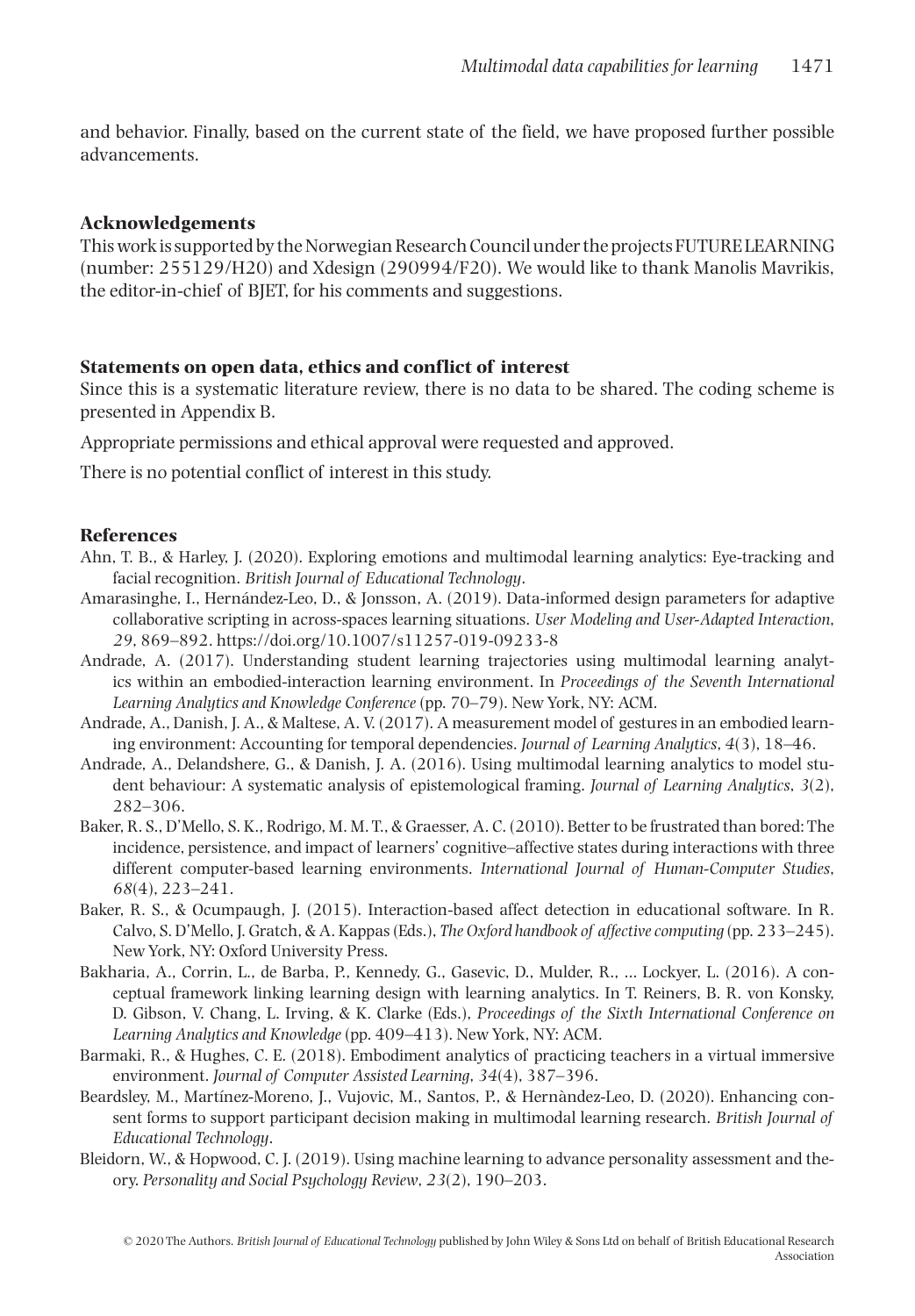and behavior. Finally, based on the current state of the field, we have proposed further possible advancements.

### Acknowledgements

This work is supported by the Norwegian Research Council under the projects FUTURE LEARNING (number: 255129/H20) and Xdesign (290994/F20). We would like to thank Manolis Mavrikis, the editor-in-chief of BJET, for his comments and suggestions.

### Statements on open data, ethics and conflict of interest

Since this is a systematic literature review, there is no data to be shared. The coding scheme is presented in Appendix B.

Appropriate permissions and ethical approval were requested and approved.

There is no potential conflict of interest in this study.

### References

Ahn, T. B., & Harley, J. (2020). Exploring emotions and multimodal learning analytics: Eye-tracking and facial recognition. *British Journal of Educational Technology*.

Amarasinghe, I., Hernández-Leo, D., & Jonsson, A. (2019). Data-informed design parameters for adaptive collaborative scripting in across-spaces learning situations. *User Modeling and User-Adapted Interaction*, *29*, 869–892. https://doi.org/10.1007/s11257-019-09233-8

Andrade, A. (2017). Understanding student learning trajectories using multimodal learning analytics within an embodied-interaction learning environment. In *Proceedings of the Seventh International Learning Analytics and Knowledge Conference* (pp. 70–79). New York, NY: ACM.

Andrade, A., Danish, J. A., & Maltese, A. V. (2017). A measurement model of gestures in an embodied learning environment: Accounting for temporal dependencies. *Journal of Learning Analytics*, *4*(3), 18–46.

Andrade, A., Delandshere, G., & Danish, J. A. (2016). Using multimodal learning analytics to model student behaviour: A systematic analysis of epistemological framing. *Journal of Learning Analytics*, *3*(2), 282–306.

Baker, R. S., D'Mello, S. K., Rodrigo, M. M. T., & Graesser, A. C. (2010). Better to be frustrated than bored: The incidence, persistence, and impact of learners' cognitive–affective states during interactions with three different computer-based learning environments. *International Journal of Human-Computer Studies*, *68*(4), 223–241.

Baker, R. S., & Ocumpaugh, J. (2015). Interaction-based affect detection in educational software. In R. Calvo, S. D'Mello, J. Gratch, & A. Kappas (Eds.), *The Oxford handbook of affective computing* (pp. 233–245). New York, NY: Oxford University Press.

Bakharia, A., Corrin, L., de Barba, P., Kennedy, G., Gasevic, D., Mulder, R., ... Lockyer, L. (2016). A conceptual framework linking learning design with learning analytics. In T. Reiners, B. R. von Konsky, D. Gibson, V. Chang, L. Irving, & K. Clarke (Eds.), *Proceedings of the Sixth International Conference on Learning Analytics and Knowledge* (pp. 409–413). New York, NY: ACM.

Barmaki, R., & Hughes, C. E. (2018). Embodiment analytics of practicing teachers in a virtual immersive environment. *Journal of Computer Assisted Learning*, *34*(4), 387–396.

Beardsley, M., Martínez-Moreno, J., Vujovic, M., Santos, P., & Hernàndez-Leo, D. (2020). Enhancing consent forms to support participant decision making in multimodal learning research. *British Journal of Educational Technology*.

Bleidorn, W., & Hopwood, C. J. (2019). Using machine learning to advance personality assessment and theory. *Personality and Social Psychology Review*, *23*(2), 190–203.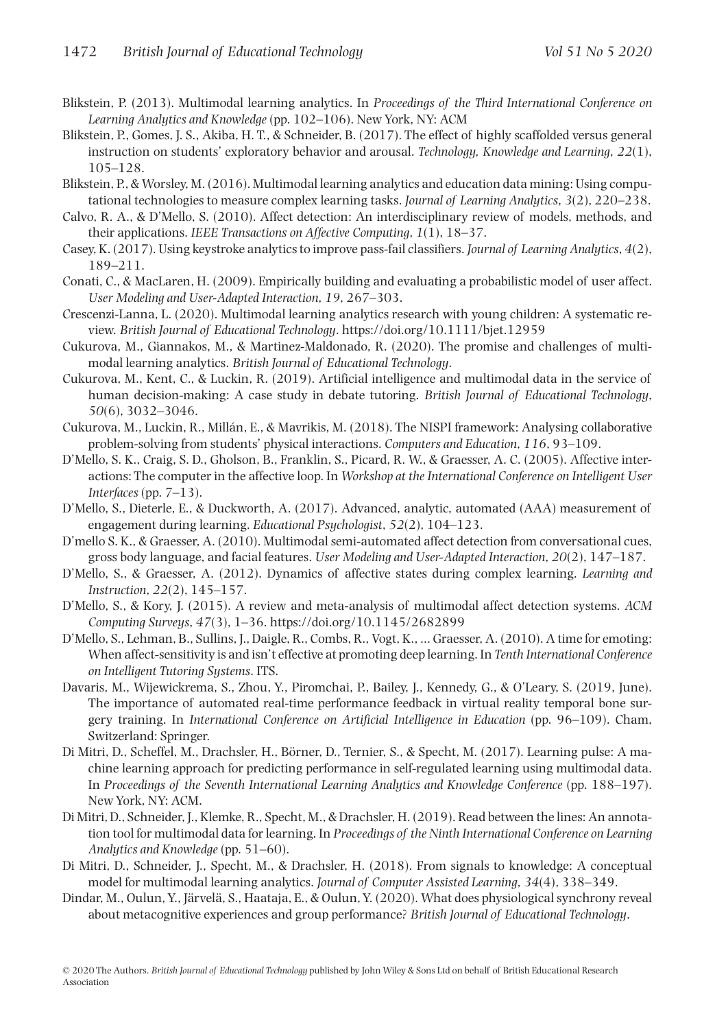Blikstein, P. (2013). Multimodal learning analytics. In *Proceedings of the Third International Conference on Learning Analytics and Knowledge* (pp. 102–106). New York, NY: ACM

Blikstein, P., Gomes, J. S., Akiba, H. T., & Schneider, B. (2017). The effect of highly scaffolded versus general instruction on students' exploratory behavior and arousal. *Technology, Knowledge and Learning*, *22*(1), 105–128.

Blikstein, P., & Worsley, M. (2016). Multimodal learning analytics and education data mining: Using computational technologies to measure complex learning tasks. *Journal of Learning Analytics*, *3*(2), 220–238.

Calvo, R. A., & D'Mello, S. (2010). Affect detection: An interdisciplinary review of models, methods, and their applications. *IEEE Transactions on Affective Computing*, *1*(1), 18–37.

Casey, K. (2017). Using keystroke analytics to improve pass-fail classifiers. *Journal of Learning Analytics*, *4*(2), 189–211.

Conati, C., & MacLaren, H. (2009). Empirically building and evaluating a probabilistic model of user affect. *User Modeling and User-Adapted Interaction*, *19*, 267–303.

Crescenzi-Lanna, L. (2020). Multimodal learning analytics research with young children: A systematic review. *British Journal of Educational Technology*. https://doi.org/10.1111/bjet.12959

Cukurova, M., Giannakos, M., & Martinez-Maldonado, R. (2020). The promise and challenges of multimodal learning analytics. *British Journal of Educational Technology*.

Cukurova, M., Kent, C., & Luckin, R. (2019). Artificial intelligence and multimodal data in the service of human decision-making: A case study in debate tutoring. *British Journal of Educational Technology*, *50*(6), 3032–3046.

Cukurova, M., Luckin, R., Millán, E., & Mavrikis, M. (2018). The NISPI framework: Analysing collaborative problem-solving from students' physical interactions. *Computers and Education*, *116*, 93–109.

D'Mello, S. K., Craig, S. D., Gholson, B., Franklin, S., Picard, R. W., & Graesser, A. C. (2005). Affective interactions: The computer in the affective loop. In *Workshop at the International Conference on Intelligent User Interfaces* (pp. 7–13).

D'Mello, S., Dieterle, E., & Duckworth, A. (2017). Advanced, analytic, automated (AAA) measurement of engagement during learning. *Educational Psychologist*, *52*(2), 104–123.

D'mello S. K., & Graesser, A. (2010). Multimodal semi-automated affect detection from conversational cues, gross body language, and facial features. *User Modeling and User-Adapted Interaction*, *20*(2), 147–187.

D'Mello, S., & Graesser, A. (2012). Dynamics of affective states during complex learning. *Learning and Instruction*, *22*(2), 145–157.

D'Mello, S., & Kory, J. (2015). A review and meta-analysis of multimodal affect detection systems. *ACM Computing Surveys*, *47*(3), 1–36. https://doi.org/10.1145/2682899

D'Mello, S., Lehman, B., Sullins, J., Daigle, R., Combs, R., Vogt, K., ... Graesser, A. (2010). A time for emoting: When affect-sensitivity is and isn't effective at promoting deep learning. In *Tenth International Conference on Intelligent Tutoring Systems*. ITS.

Davaris, M., Wijewickrema, S., Zhou, Y., Piromchai, P., Bailey, J., Kennedy, G., & O'Leary, S. (2019, June). The importance of automated real-time performance feedback in virtual reality temporal bone surgery training. In *International Conference on Artificial Intelligence in Education* (pp. 96–109). Cham, Switzerland: Springer.

Di Mitri, D., Scheffel, M., Drachsler, H., Börner, D., Ternier, S., & Specht, M. (2017). Learning pulse: A machine learning approach for predicting performance in self-regulated learning using multimodal data. In *Proceedings of the Seventh International Learning Analytics and Knowledge Conference* (pp. 188–197). New York, NY: ACM.

Di Mitri, D., Schneider, J., Klemke, R., Specht, M., & Drachsler, H. (2019). Read between the lines: An annotation tool for multimodal data for learning. In *Proceedings of the Ninth International Conference on Learning Analytics and Knowledge* (pp. 51–60).

Di Mitri, D., Schneider, J., Specht, M., & Drachsler, H. (2018). From signals to knowledge: A conceptual model for multimodal learning analytics. *Journal of Computer Assisted Learning*, *34*(4), 338–349.

Dindar, M., Oulun, Y., Järvelä, S., Haataja, E., & Oulun, Y. (2020). What does physiological synchrony reveal about metacognitive experiences and group performance? *British Journal of Educational Technology*.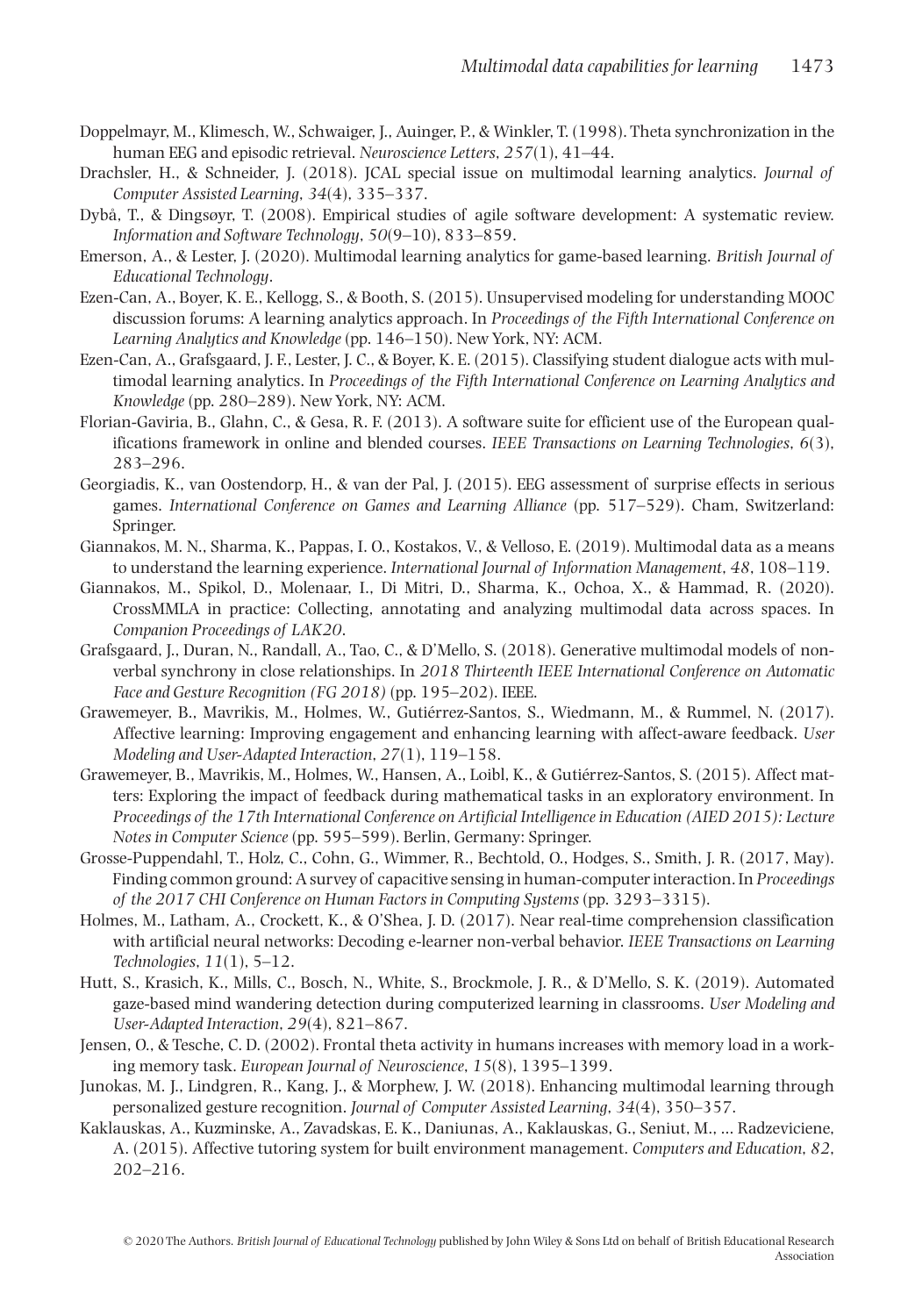Doppelmayr, M., Klimesch, W., Schwaiger, J., Auinger, P., & Winkler, T. (1998). Theta synchronization in the human EEG and episodic retrieval. *Neuroscience Letters*, *257*(1), 41–44.

Drachsler, H., & Schneider, J. (2018). JCAL special issue on multimodal learning analytics. *Journal of Computer Assisted Learning*, *34*(4), 335–337.

Dybå, T., & Dingsøyr, T. (2008). Empirical studies of agile software development: A systematic review. *Information and Software Technology*, *50*(9–10), 833–859.

Emerson, A., & Lester, J. (2020). Multimodal learning analytics for game-based learning. *British Journal of Educational Technology*.

Ezen-Can, A., Boyer, K. E., Kellogg, S., & Booth, S. (2015). Unsupervised modeling for understanding MOOC discussion forums: A learning analytics approach. In *Proceedings of the Fifth International Conference on Learning Analytics and Knowledge* (pp. 146–150). New York, NY: ACM.

Ezen-Can, A., Grafsgaard, J. F., Lester, J. C., & Boyer, K. E. (2015). Classifying student dialogue acts with multimodal learning analytics. In *Proceedings of the Fifth International Conference on Learning Analytics and Knowledge* (pp. 280–289). New York, NY: ACM.

Florian-Gaviria, B., Glahn, C., & Gesa, R. F. (2013). A software suite for efficient use of the European qualifications framework in online and blended courses. *IEEE Transactions on Learning Technologies*, *6*(3), 283–296.

Georgiadis, K., van Oostendorp, H., & van der Pal, J. (2015). EEG assessment of surprise effects in serious games. *International Conference on Games and Learning Alliance* (pp. 517–529). Cham, Switzerland: Springer.

Giannakos, M. N., Sharma, K., Pappas, I. O., Kostakos, V., & Velloso, E. (2019). Multimodal data as a means to understand the learning experience. *International Journal of Information Management*, *48*, 108–119.

Giannakos, M., Spikol, D., Molenaar, I., Di Mitri, D., Sharma, K., Ochoa, X., & Hammad, R. (2020). CrossMMLA in practice: Collecting, annotating and analyzing multimodal data across spaces. In *Companion Proceedings of LAK20*.

Grafsgaard, J., Duran, N., Randall, A., Tao, C., & D'Mello, S. (2018). Generative multimodal models of nonverbal synchrony in close relationships. In *2018 Thirteenth IEEE International Conference on Automatic Face and Gesture Recognition (FG 2018)* (pp. 195–202). IEEE.

Grawemeyer, B., Mavrikis, M., Holmes, W., Gutiérrez-Santos, S., Wiedmann, M., & Rummel, N. (2017). Affective learning: Improving engagement and enhancing learning with affect-aware feedback. *User Modeling and User-Adapted Interaction*, *27*(1), 119–158.

Grawemeyer, B., Mavrikis, M., Holmes, W., Hansen, A., Loibl, K., & Gutiérrez-Santos, S. (2015). Affect matters: Exploring the impact of feedback during mathematical tasks in an exploratory environment. In *Proceedings of the 17th International Conference on Artificial Intelligence in Education (AIED 2015): Lecture Notes in Computer Science* (pp. 595–599). Berlin, Germany: Springer.

Grosse-Puppendahl, T., Holz, C., Cohn, G., Wimmer, R., Bechtold, O., Hodges, S., Smith, J. R. (2017, May). Finding common ground: A survey of capacitive sensing in human-computer interaction. In *Proceedings of the 2017 CHI Conference on Human Factors in Computing Systems* (pp. 3293–3315).

Holmes, M., Latham, A., Crockett, K., & O'Shea, J. D. (2017). Near real-time comprehension classification with artificial neural networks: Decoding e-learner non-verbal behavior. *IEEE Transactions on Learning Technologies*, *11*(1), 5–12.

Hutt, S., Krasich, K., Mills, C., Bosch, N., White, S., Brockmole, J. R., & D'Mello, S. K. (2019). Automated gaze-based mind wandering detection during computerized learning in classrooms. *User Modeling and User-Adapted Interaction*, *29*(4), 821–867.

Jensen, O., & Tesche, C. D. (2002). Frontal theta activity in humans increases with memory load in a working memory task. *European Journal of Neuroscience*, *15*(8), 1395–1399.

Junokas, M. J., Lindgren, R., Kang, J., & Morphew, J. W. (2018). Enhancing multimodal learning through personalized gesture recognition. *Journal of Computer Assisted Learning*, *34*(4), 350–357.

Kaklauskas, A., Kuzminske, A., Zavadskas, E. K., Daniunas, A., Kaklauskas, G., Seniut, M., ... Radzeviciene, A. (2015). Affective tutoring system for built environment management. *Computers and Education*, *82*, 202–216.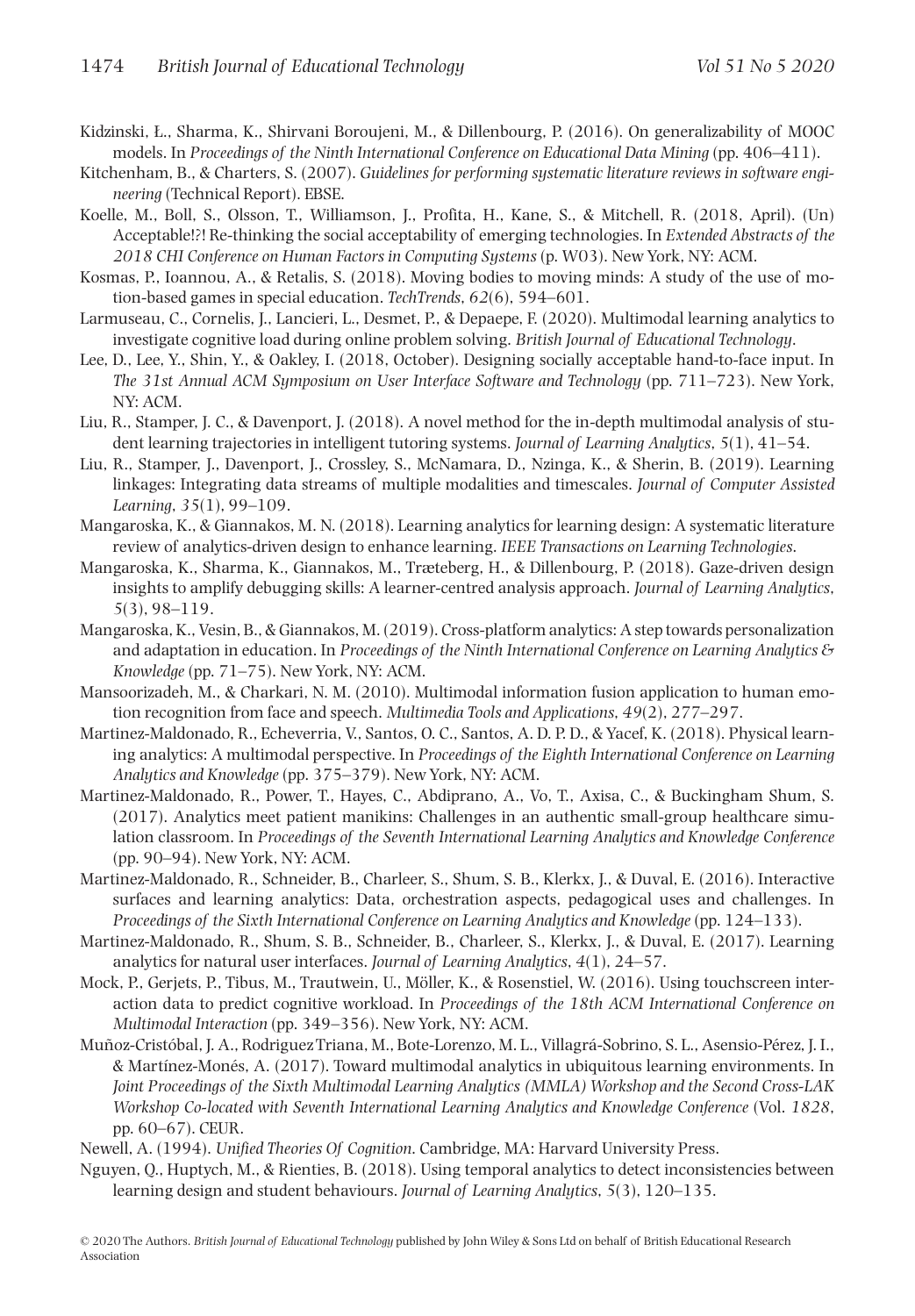Kidzinski, Ł., Sharma, K., Shirvani Boroujeni, M., & Dillenbourg, P. (2016). On generalizability of MOOC models. In *Proceedings of the Ninth International Conference on Educational Data Mining* (pp. 406–411).

Kitchenham, B., & Charters, S. (2007). *Guidelines for performing systematic literature reviews in software engineering* (Technical Report). EBSE.

Koelle, M., Boll, S., Olsson, T., Williamson, J., Profita, H., Kane, S., & Mitchell, R. (2018, April). (Un) Acceptable!?! Re-thinking the social acceptability of emerging technologies. In *Extended Abstracts of the 2018 CHI Conference on Human Factors in Computing Systems* (p. W03). New York, NY: ACM.

Kosmas, P., Ioannou, A., & Retalis, S. (2018). Moving bodies to moving minds: A study of the use of motion-based games in special education. *TechTrends*, *62*(6), 594–601.

Larmuseau, C., Cornelis, J., Lancieri, L., Desmet, P., & Depaepe, F. (2020). Multimodal learning analytics to investigate cognitive load during online problem solving. *British Journal of Educational Technology*.

Lee, D., Lee, Y., Shin, Y., & Oakley, I. (2018, October). Designing socially acceptable hand-to-face input. In *The 31st Annual ACM Symposium on User Interface Software and Technology* (pp. 711–723). New York, NY: ACM.

Liu, R., Stamper, J. C., & Davenport, J. (2018). A novel method for the in-depth multimodal analysis of student learning trajectories in intelligent tutoring systems. *Journal of Learning Analytics*, *5*(1), 41–54.

Liu, R., Stamper, J., Davenport, J., Crossley, S., McNamara, D., Nzinga, K., & Sherin, B. (2019). Learning linkages: Integrating data streams of multiple modalities and timescales. *Journal of Computer Assisted Learning*, *35*(1), 99–109.

Mangaroska, K., & Giannakos, M. N. (2018). Learning analytics for learning design: A systematic literature review of analytics-driven design to enhance learning. *IEEE Transactions on Learning Technologies*.

Mangaroska, K., Sharma, K., Giannakos, M., Træteberg, H., & Dillenbourg, P. (2018). Gaze-driven design insights to amplify debugging skills: A learner-centred analysis approach. *Journal of Learning Analytics*, *5*(3), 98–119.

Mangaroska, K., Vesin, B., & Giannakos, M. (2019). Cross-platform analytics: A step towards personalization and adaptation in education. In *Proceedings of the Ninth International Conference on Learning Analytics & Knowledge* (pp. 71–75). New York, NY: ACM.

Mansoorizadeh, M., & Charkari, N. M. (2010). Multimodal information fusion application to human emotion recognition from face and speech. *Multimedia Tools and Applications*, *49*(2), 277–297.

Martinez-Maldonado, R., Echeverria, V., Santos, O. C., Santos, A. D. P. D., & Yacef, K. (2018). Physical learning analytics: A multimodal perspective. In *Proceedings of the Eighth International Conference on Learning Analytics and Knowledge* (pp. 375–379). New York, NY: ACM.

Martinez-Maldonado, R., Power, T., Hayes, C., Abdiprano, A., Vo, T., Axisa, C., & Buckingham Shum, S. (2017). Analytics meet patient manikins: Challenges in an authentic small-group healthcare simulation classroom. In *Proceedings of the Seventh International Learning Analytics and Knowledge Conference* (pp. 90–94). New York, NY: ACM.

Martinez-Maldonado, R., Schneider, B., Charleer, S., Shum, S. B., Klerkx, J., & Duval, E. (2016). Interactive surfaces and learning analytics: Data, orchestration aspects, pedagogical uses and challenges. In *Proceedings of the Sixth International Conference on Learning Analytics and Knowledge* (pp. 124–133).

Martinez-Maldonado, R., Shum, S. B., Schneider, B., Charleer, S., Klerkx, J., & Duval, E. (2017). Learning analytics for natural user interfaces. *Journal of Learning Analytics*, *4*(1), 24–57.

Mock, P., Gerjets, P., Tibus, M., Trautwein, U., Möller, K., & Rosenstiel, W. (2016). Using touchscreen interaction data to predict cognitive workload. In *Proceedings of the 18th ACM International Conference on Multimodal Interaction* (pp. 349–356). New York, NY: ACM.

Muñoz-Cristóbal, J. A., Rodriguez Triana, M., Bote-Lorenzo, M. L., Villagrá-Sobrino, S. L., Asensio-Pérez, J. I., & Martínez-Monés, A. (2017). Toward multimodal analytics in ubiquitous learning environments. In *Joint Proceedings of the Sixth Multimodal Learning Analytics (MMLA) Workshop and the Second Cross-LAK Workshop Co-located with Seventh International Learning Analytics and Knowledge Conference* (Vol. *1828*, pp. 60–67). CEUR.

Newell, A. (1994). *Unified Theories Of Cognition*. Cambridge, MA: Harvard University Press.

Nguyen, Q., Huptych, M., & Rienties, B. (2018). Using temporal analytics to detect inconsistencies between learning design and student behaviours. *Journal of Learning Analytics*, *5*(3), 120–135.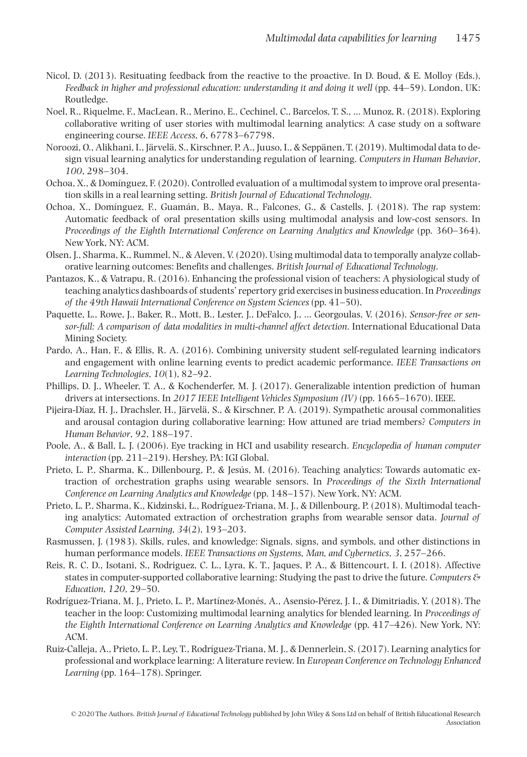Nicol, D. (2013). Resituating feedback from the reactive to the proactive. In D. Boud, & E. Molloy (Eds.), *Feedback in higher and professional education: understanding it and doing it well* (pp. 44–59). London, UK: Routledge.

Noel, R., Riquelme, F., MacLean, R., Merino, E., Cechinel, C., Barcelos, T. S., … Munoz, R. (2018). Exploring collaborative writing of user stories with multimodal learning analytics: A case study on a software engineering course. *IEEE Access*, *6*, 67783–67798.

Noroozi, O., Alikhani, I., Järvelä, S., Kirschner, P. A., Juuso, I., & Seppänen, T. (2019). Multimodal data to design visual learning analytics for understanding regulation of learning. *Computers in Human Behavior*, *100*, 298–304.

Ochoa, X., & Domínguez, F. (2020). Controlled evaluation of a multimodal system to improve oral presentation skills in a real learning setting. *British Journal of Educational Technology*.

Ochoa, X., Domínguez, F., Guamán, B., Maya, R., Falcones, G., & Castells, J. (2018). The rap system: Automatic feedback of oral presentation skills using multimodal analysis and low-cost sensors. In *Proceedings of the Eighth International Conference on Learning Analytics and Knowledge* (pp. 360–364). New York, NY: ACM.

Olsen, J., Sharma, K., Rummel, N., & Aleven, V. (2020). Using multimodal data to temporally analyze collaborative learning outcomes: Benefits and challenges. *British Journal of Educational Technology*.

Pantazos, K., & Vatrapu, R. (2016). Enhancing the professional vision of teachers: A physiological study of teaching analytics dashboards of students' repertory grid exercises in business education. In *Proceedings of the 49th Hawaii International Conference on System Sciences* (pp. 41–50).

Paquette, L., Rowe, J., Baker, R., Mott, B., Lester, J., DeFalco, J., … Georgoulas, V. (2016). *Sensor-free or sensor-full: A comparison of data modalities in multi-channel affect detection*. International Educational Data Mining Society.

Pardo, A., Han, F., & Ellis, R. A. (2016). Combining university student self-regulated learning indicators and engagement with online learning events to predict academic performance. *IEEE Transactions on Learning Technologies*, *10*(1), 82–92.

Phillips, D. J., Wheeler, T. A., & Kochenderfer, M. J. (2017). Generalizable intention prediction of human drivers at intersections. In *2017 IEEE Intelligent Vehicles Symposium (IV)* (pp. 1665–1670). IEEE.

Pijeira-Díaz, H. J., Drachsler, H., Järvelä, S., & Kirschner, P. A. (2019). Sympathetic arousal commonalities and arousal contagion during collaborative learning: How attuned are triad members? *Computers in Human Behavior*, *92*, 188–197.

Poole, A., & Ball, L. J. (2006). Eye tracking in HCI and usability research. *Encyclopedia of human computer interaction* (pp. 211–219). Hershey, PA: IGI Global.

Prieto, L. P., Sharma, K., Dillenbourg, P., & Jesús, M. (2016). Teaching analytics: Towards automatic extraction of orchestration graphs using wearable sensors. In *Proceedings of the Sixth International Conference on Learning Analytics and Knowledge* (pp. 148–157). New York, NY: ACM.

Prieto, L. P., Sharma, K., Kidzinski, Ł., Rodríguez-Triana, M. J., & Dillenbourg, P. (2018). Multimodal teaching analytics: Automated extraction of orchestration graphs from wearable sensor data. *Journal of Computer Assisted Learning*, *34*(2), 193–203.

Rasmussen, J. (1983). Skills, rules, and knowledge: Signals, signs, and symbols, and other distinctions in human performance models. *IEEE Transactions on Systems, Man, and Cybernetics*, *3*, 257–266.

Reis, R. C. D., Isotani, S., Rodriguez, C. L., Lyra, K. T., Jaques, P. A., & Bittencourt, I. I. (2018). Affective states in computer-supported collaborative learning: Studying the past to drive the future. *Computers & Education*, *120*, 29–50.

Rodríguez-Triana, M. J., Prieto, L. P., Martínez-Monés, A., Asensio-Pérez, J. I., & Dimitriadis, Y. (2018). The teacher in the loop: Customizing multimodal learning analytics for blended learning. In *Proceedings of the Eighth International Conference on Learning Analytics and Knowledge* (pp. 417–426). New York, NY: ACM.

Ruiz-Calleja, A., Prieto, L. P., Ley, T., Rodríguez-Triana, M. J., & Dennerlein, S. (2017). Learning analytics for professional and workplace learning: A literature review. In *European Conference on Technology Enhanced Learning* (pp. 164–178). Springer.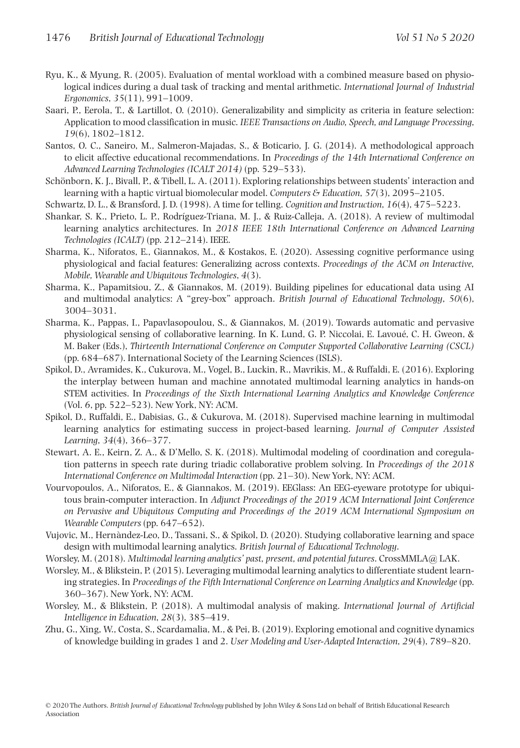Ryu, K., & Myung, R. (2005). Evaluation of mental workload with a combined measure based on physiological indices during a dual task of tracking and mental arithmetic. *International Journal of Industrial Ergonomics*, *35*(11), 991–1009.

Saari, P., Eerola, T., & Lartillot, O. (2010). Generalizability and simplicity as criteria in feature selection: Application to mood classification in music. *IEEE Transactions on Audio, Speech, and Language Processing*, *19*(6), 1802–1812.

Santos, O. C., Saneiro, M., Salmeron-Majadas, S., & Boticario, J. G. (2014). A methodological approach to elicit affective educational recommendations. In *Proceedings of the 14th International Conference on Advanced Learning Technologies (ICALT 2014)* (pp. 529–533).

Schönborn, K. J., Bivall, P., & Tibell, L. A. (2011). Exploring relationships between students' interaction and learning with a haptic virtual biomolecular model. *Computers & Education*, *57*(3), 2095–2105.

Schwartz, D. L., & Bransford, J. D. (1998). A time for telling. *Cognition and Instruction*, *16*(4), 475–5223.

Shankar, S. K., Prieto, L. P., Rodríguez-Triana, M. J., & Ruiz-Calleja, A. (2018). A review of multimodal learning analytics architectures. In *2018 IEEE 18th International Conference on Advanced Learning Technologies (ICALT)* (pp. 212–214). IEEE.

Sharma, K., Niforatos, E., Giannakos, M., & Kostakos, E. (2020). Assessing cognitive performance using physiological and facial features: Generalizing across contexts. *Proceedings of the ACM on Interactive, Mobile, Wearable and Ubiquitous Technologies*, *4*(3).

Sharma, K., Papamitsiou, Z., & Giannakos, M. (2019). Building pipelines for educational data using AI and multimodal analytics: A "grey-box" approach. *British Journal of Educational Technology*, *50*(6), 3004–3031.

Sharma, K., Pappas, I., Papavlasopoulou, S., & Giannakos, M. (2019). Towards automatic and pervasive physiological sensing of collaborative learning. In K. Lund, G. P. Niccolai, E. Lavoué, C. H. Gweon, & M. Baker (Eds.), *Thirteenth International Conference on Computer Supported Collaborative Learning (CSCL)* (pp. 684–687). International Society of the Learning Sciences (ISLS).

Spikol, D., Avramides, K., Cukurova, M., Vogel, B., Luckin, R., Mavrikis, M., & Ruffaldi, E. (2016). Exploring the interplay between human and machine annotated multimodal learning analytics in hands-on STEM activities. In *Proceedings of the Sixth International Learning Analytics and Knowledge Conference* (Vol. 6, pp. 522–523). New York, NY: ACM.

Spikol, D., Ruffaldi, E., Dabisias, G., & Cukurova, M. (2018). Supervised machine learning in multimodal learning analytics for estimating success in project-based learning. *Journal of Computer Assisted Learning*, *34*(4), 366–377.

Stewart, A. E., Keirn, Z. A., & D'Mello, S. K. (2018). Multimodal modeling of coordination and coregulation patterns in speech rate during triadic collaborative problem solving. In *Proceedings of the 2018 International Conference on Multimodal Interaction* (pp. 21–30). New York, NY: ACM.

Vourvopoulos, A., Niforatos, E., & Giannakos, M. (2019). EEGlass: An EEG-eyeware prototype for ubiquitous brain-computer interaction. In *Adjunct Proceedings of the 2019 ACM International Joint Conference on Pervasive and Ubiquitous Computing and Proceedings of the 2019 ACM International Symposium on Wearable Computers* (pp. 647–652).

Vujovic, M., Hernàndez-Leo, D., Tassani, S., & Spikol, D. (2020). Studying collaborative learning and space design with multimodal learning analytics. *British Journal of Educational Technology*.

Worsley, M. (2018). *Multimodal learning analytics' past, present, and potential futures*. CrossMMLA@ LAK.

Worsley, M., & Blikstein, P. (2015). Leveraging multimodal learning analytics to differentiate student learning strategies. In *Proceedings of the Fifth International Conference on Learning Analytics and Knowledge* (pp. 360–367). New York, NY: ACM.

Worsley, M., & Blikstein, P. (2018). A multimodal analysis of making. *International Journal of Artificial Intelligence in Education*, *28*(3), 385–419.

Zhu, G., Xing, W., Costa, S., Scardamalia, M., & Pei, B. (2019). Exploring emotional and cognitive dynamics of knowledge building in grades 1 and 2. *User Modeling and User-Adapted Interaction*, *29*(4), 789–820.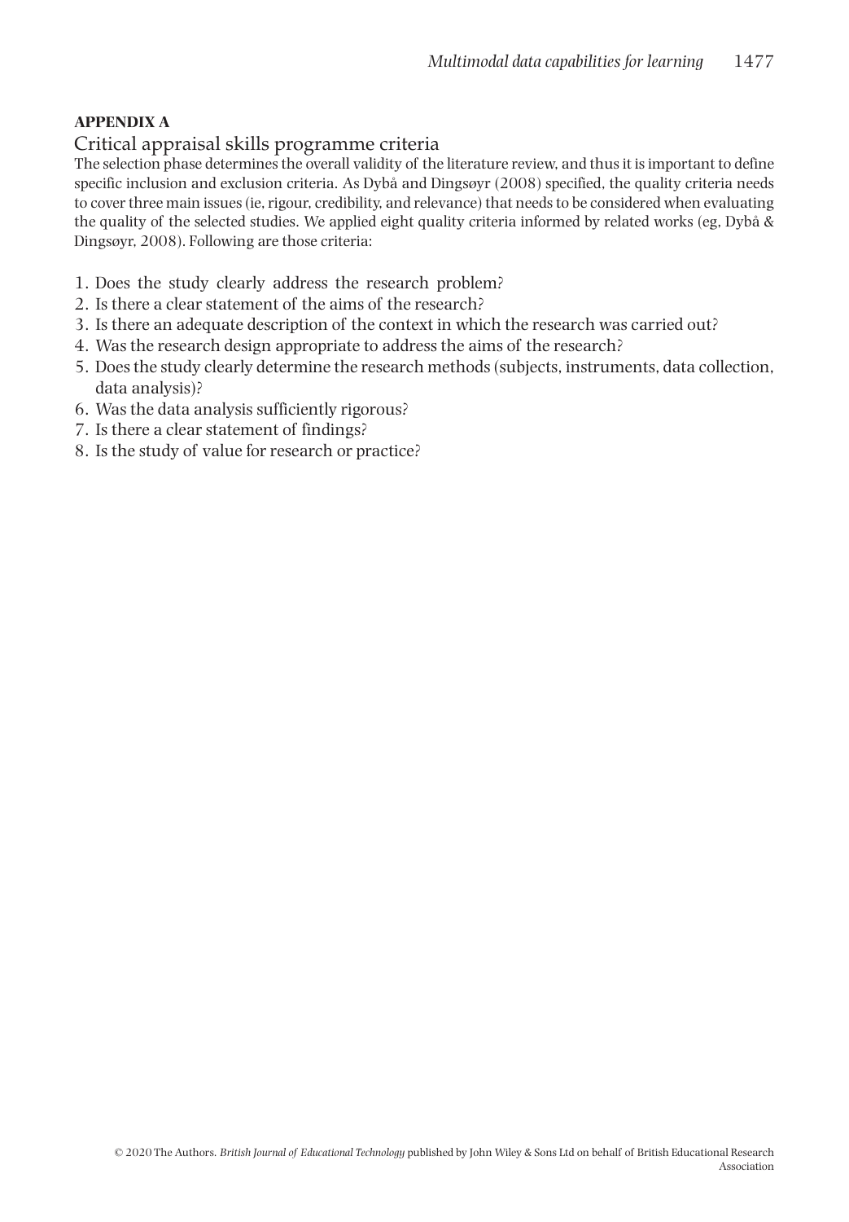## APPENDIX A

### Critical appraisal skills programme criteria

The selection phase determines the overall validity of the literature review, and thus it is important to define specific inclusion and exclusion criteria. As Dybå and Dingsøyr (2008) specified, the quality criteria needs to cover three main issues (ie, rigour, credibility, and relevance) that needs to be considered when evaluating the quality of the selected studies. We applied eight quality criteria informed by related works (eg, Dybå & Dingsøyr, 2008). Following are those criteria:

1. Does the study clearly address the research problem?
2. Is there a clear statement of the aims of the research?
3. Is there an adequate description of the context in which the research was carried out?
4. Was the research design appropriate to address the aims of the research?
5. Does the study clearly determine the research methods (subjects, instruments, data collection, data analysis)?
6. Was the data analysis sufficiently rigorous?
7. Is there a clear statement of findings?
8. Is the study of value for research or practice?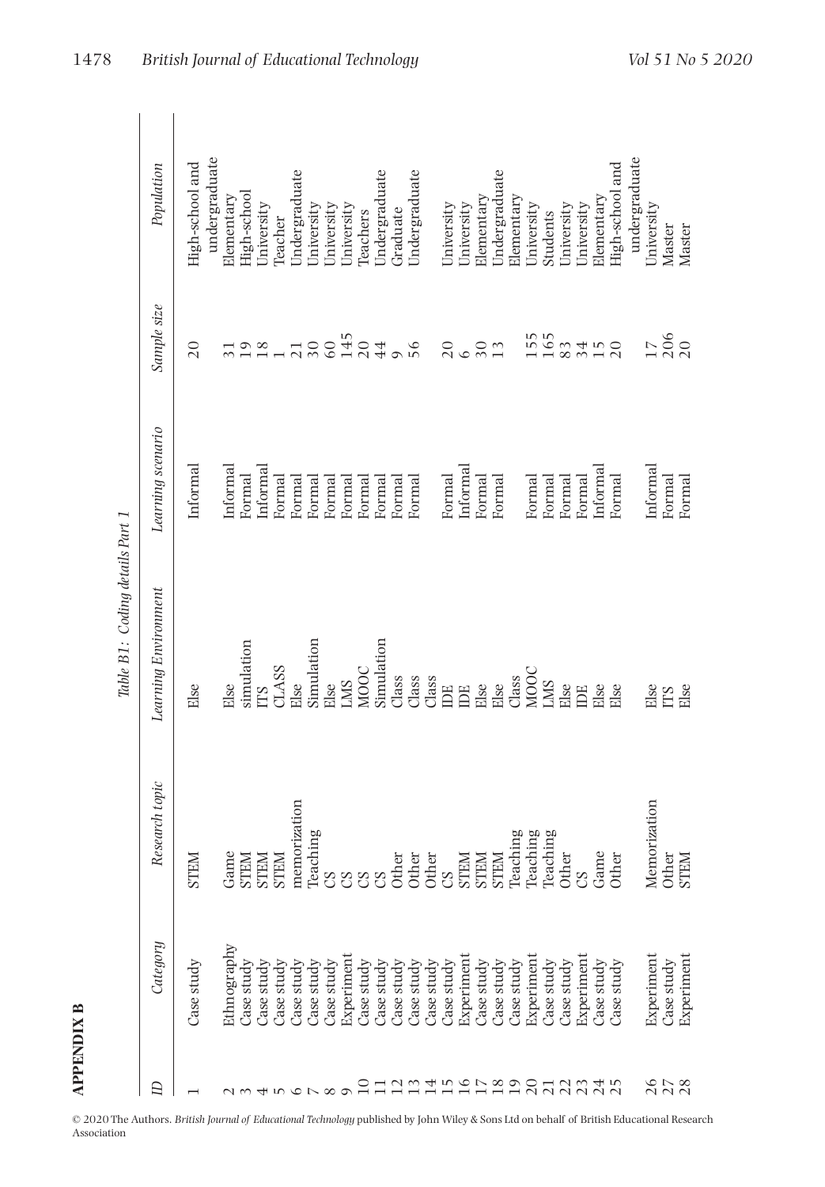## APPENDIX B

Table B1: Coding details Part 1

| ID | Category | Research topic | Learning Environment | Learning scenario | Sample size | Population |
|---|---|---|---|---|---|---|
| 1 | Case study | STEM | Else | Informal | 20 | High-school and undergraduate |
| 2 | Ethnography | Game | Else | Informal | 31 | Elementary |
| 3 | Case study | STEM | simulation | Formal | 19 | High-school |
| 4 | Case study | STEM | ITS | Informal | 18 | University |
| 5 | Case study | STEM | CLASS | Formal | 1 | Teacher |
| 6 | Case study | memorization | Else | Formal | 21 | Undergraduate |
| 7 | Case study | Teaching | Simulation | Formal | 30 | University |
| 8 | Case study | CS | Else | Formal | 60 | University |
| 9 | Experiment | CS | LMS | Formal | 145 | University |
| 10 | Case study | CS | MOOC | Formal | 20 | Teachers |
| 11 | Case study | CS | Simulation | Formal | 44 | Undergraduate |
| 12 | Case study | Other | Class | Formal | 9 | Graduate |
| 13 | Case study | Other | Class | Formal | 56 | Undergraduate |
| 14 | Case study | Other | Class | | | |
| 15 | Case study | CS | IDE | Formal | 20 | University |
| 16 | Experiment | STEM | IDE | Informal | 6 | University |
| 17 | Case study | STEM | Else | Formal | 30 | Elementary |
| 18 | Case study | STEM | Else | Formal | 13 | Undergraduate |
| 19 | Case study | Teaching | Class | | | Elementary |
| 20 | Experiment | Teaching | MOOC | Formal | 155 | University |
| 21 | Case study | Teaching | LMS | Formal | 165 | Students |
| 22 | Case study | Other | Else | Formal | 83 | University |
| 23 | Experiment | CS | IDE | Formal | 34 | University |
| 24 | Case study | Game | Else | Informal | 15 | Elementary |
| 25 | Case study | Other | Else | Formal | 20 | High-school and undergraduate |
| 26 | Experiment | Memorization | Else | Informal | 17 | University |
| 27 | Case study | Other | ITS | Formal | 206 | Master |
| 28 | Experiment | STEM | Else | Formal | 20 | Master |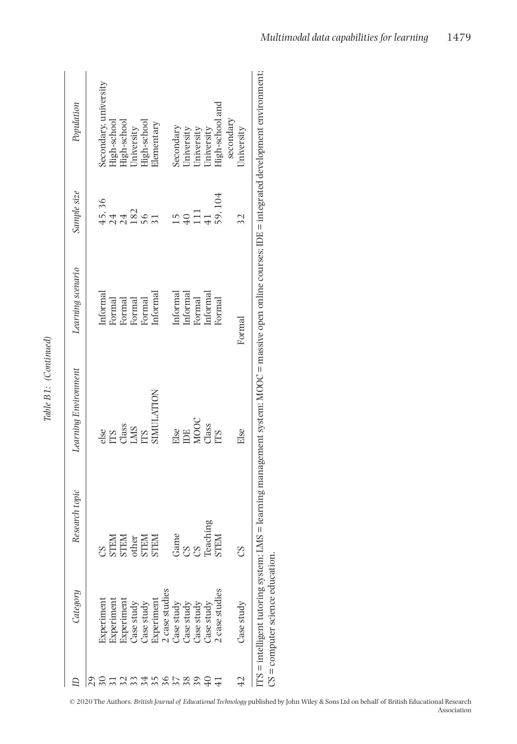Table B1: (Continued)

| ID | Category | Research topic | Learning Environment | Learning scenario | Sample size | Population |
|---|---|---|---|---|---|---|
| 29 | | | | | | |
| 30 | Experiment | CS | else | Informal | 45, 36 | Secondary, university |
| 31 | Experiment | STEM | ITS | Formal | 24 | High-school |
| 32 | Experiment | STEM | Class | Formal | 24 | High-school |
| 33 | Case study | other | LMS | Formal | 182 | University |
| 34 | Case study | STEM | ITS | Formal | 56 | High-school |
| 35 | Experiment | STEM | SIMULATION | Informal | 31 | Elementary |
| 36 | 2 case studies | | | | | |
| 37 | Case study | Game | Else | Informal | 15 | Secondary |
| 38 | Case study | CS | IDE | Informal | 40 | University |
| 39 | Case study | CS | MOOC | Formal | 111 | University |
| 40 | Case study | Teaching | Class | Informal | 41 | University |
| 41 | 2 case studies | STEM | ITS | Formal | 59, 104 | High-school and secondary |
| 42 | Case study | CS | Else | Formal | 32 | University |

ITS = intelligent tutoring system; LMS = learning management system; MOOC = massive open online courses; IDE = integrated development environment; CS = computer science education.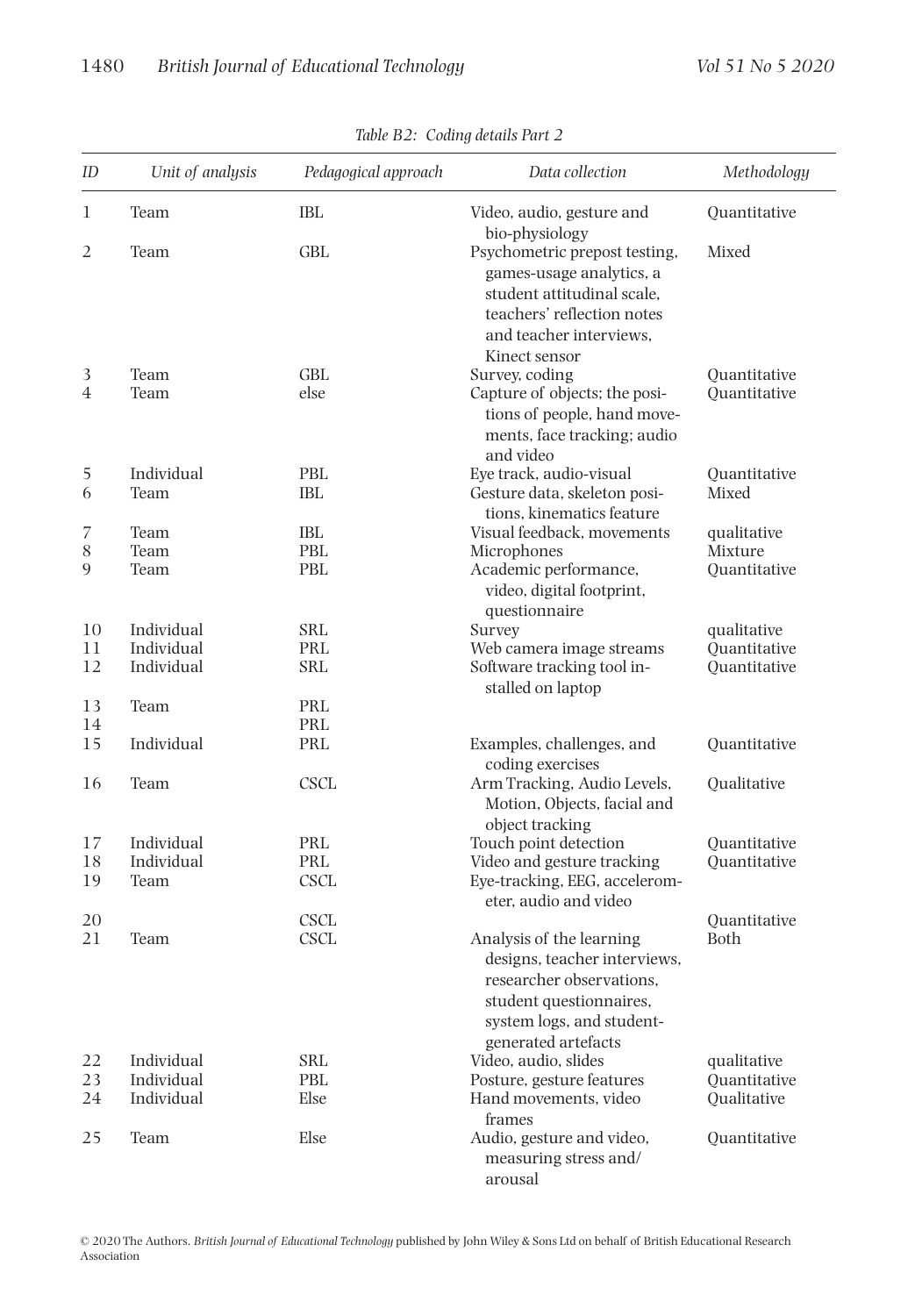Table B2: Coding details Part 2

| ID | Unit of analysis | Pedagogical approach | Data collection | Methodology |
|---|---|---|---|---|
| 1 | Team | IBL | Video, audio, gesture and bio-physiology | Quantitative |
| 2 | Team | GBL | Psychometric prepost testing, games-usage analytics, a student attitudinal scale, teachers' reflection notes and teacher interviews, Kinect sensor | Mixed |
| 3 | Team | GBL | Survey, coding | Quantitative |
| 4 | Team | else | Capture of objects; the positions of people, hand movements, face tracking; audio and video | Quantitative |
| 5 | Individual | PBL | Eye track, audio-visual | Quantitative |
| 6 | Team | IBL | Gesture data, skeleton positions, kinematics feature | Mixed |
| 7 | Team | IBL | Visual feedback, movements | qualitative |
| 8 | Team | PBL | Microphones | Mixture |
| 9 | Team | PBL | Academic performance, video, digital footprint, questionnaire | Quantitative |
| 10 | Individual | SRL | Survey | qualitative |
| 11 | Individual | PRL | Web camera image streams | Quantitative |
| 12 | Individual | SRL | Software tracking tool installed on laptop | Quantitative |
| 13 | Team | PRL | | |
| 14 | | PRL | | |
| 15 | Individual | PRL | Examples, challenges, and coding exercises | Quantitative |
| 16 | Team | CSCL | Arm Tracking, Audio Levels, Motion, Objects, facial and object tracking | Qualitative |
| 17 | Individual | PRL | Touch point detection | Quantitative |
| 18 | Individual | PRL | Video and gesture tracking | Quantitative |
| 19 | Team | CSCL | Eye-tracking, EEG, accelerometer, audio and video | |
| 20 | | CSCL | | Quantitative |
| 21 | Team | CSCL | Analysis of the learning designs, teacher interviews, researcher observations, student questionnaires, system logs, and student-generated artefacts | Both |
| 22 | Individual | SRL | Video, audio, slides | qualitative |
| 23 | Individual | PBL | Posture, gesture features | Quantitative |
| 24 | Individual | Else | Hand movements, video frames | Qualitative |
| 25 | Team | Else | Audio, gesture and video, measuring stress and/arousal | Quantitative |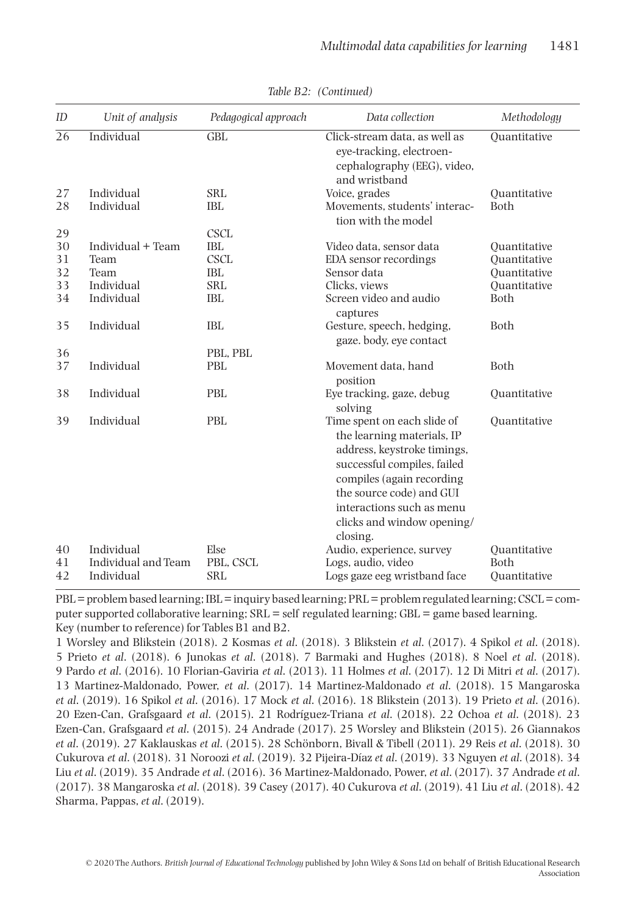*Table B2: (Continued)*

| ID | Unit of analysis | Pedagogical approach | Data collection | Methodology |
|---|---|---|---|---|
| 26 | Individual | GBL | Click-stream data, as well as eye-tracking, electroencephalography (EEG), video, and wristband | Quantitative |
| 27 | Individual | SRL | Voice, grades | Quantitative |
| 28 | Individual | IBL | Movements, students' interaction with the model | Both |
| 29 | | CSCL | | |
| 30 | Individual + Team | IBL | Video data, sensor data | Quantitative |
| 31 | Team | CSCL | EDA sensor recordings | Quantitative |
| 32 | Team | IBL | Sensor data | Quantitative |
| 33 | Individual | SRL | Clicks, views | Quantitative |
| 34 | Individual | IBL | Screen video and audio captures | Both |
| 35 | Individual | IBL | Gesture, speech, hedging, gaze. body, eye contact | Both |
| 36 | | PBL, PBL | | |
| 37 | Individual | PBL | Movement data, hand position | Both |
| 38 | Individual | PBL | Eye tracking, gaze, debug solving | Quantitative |
| 39 | Individual | PBL | Time spent on each slide of the learning materials, IP address, keystroke timings, successful compiles, failed compiles (again recording the source code) and GUI interactions such as menu clicks and window opening/closing. | Quantitative |
| 40 | Individual | Else | Audio, experience, survey | Quantitative |
| 41 | Individual and Team | PBL, CSCL | Logs, audio, video | Both |
| 42 | Individual | SRL | Logs gaze eeg wristband face | Quantitative |

PBL = problem based learning; IBL = inquiry based learning; PRL = problem regulated learning; CSCL = computer supported collaborative learning; SRL = self regulated learning; GBL = game based learning.
Key (number to reference) for Tables B1 and B2.

1 Worsley and Blikstein (2018). 2 Kosmas *et al.* (2018). 3 Blikstein *et al.* (2017). 4 Spikol *et al.* (2018). 5 Prieto *et al.* (2018). 6 Junokas *et al.* (2018). 7 Barmaki and Hughes (2018). 8 Noel *et al.* (2018). 9 Pardo *et al.* (2016). 10 Florian-Gaviria *et al.* (2013). 11 Holmes *et al.* (2017). 12 Di Mitri *et al.* (2017). 13 Martinez-Maldonado, Power, *et al.* (2017). 14 Martinez-Maldonado *et al.* (2018). 15 Mangaroska *et al.* (2019). 16 Spikol *et al.* (2016). 17 Mock *et al.* (2016). 18 Blikstein (2013). 19 Prieto *et al.* (2016). 20 Ezen-Can, Grafsgaard *et al.* (2015). 21 Rodríguez-Triana *et al.* (2018). 22 Ochoa *et al.* (2018). 23 Ezen-Can, Grafsgaard *et al.* (2015). 24 Andrade (2017). 25 Worsley and Blikstein (2015). 26 Giannakos *et al.* (2019). 27 Kaklauskas *et al.* (2015). 28 Schönborn, Bivall & Tibell (2011). 29 Reis *et al.* (2018). 30 Cukurova *et al.* (2018). 31 Noroozi *et al.* (2019). 32 Pijeira-Díaz *et al.* (2019). 33 Nguyen *et al.* (2018). 34 Liu *et al.* (2019). 35 Andrade *et al.* (2016). 36 Martinez-Maldonado, Power, *et al.* (2017). 37 Andrade *et al.* (2017). 38 Mangaroska *et al.* (2018). 39 Casey (2017). 40 Cukurova *et al.* (2019). 41 Liu *et al.* (2018). 42 Sharma, Pappas, *et al.* (2019).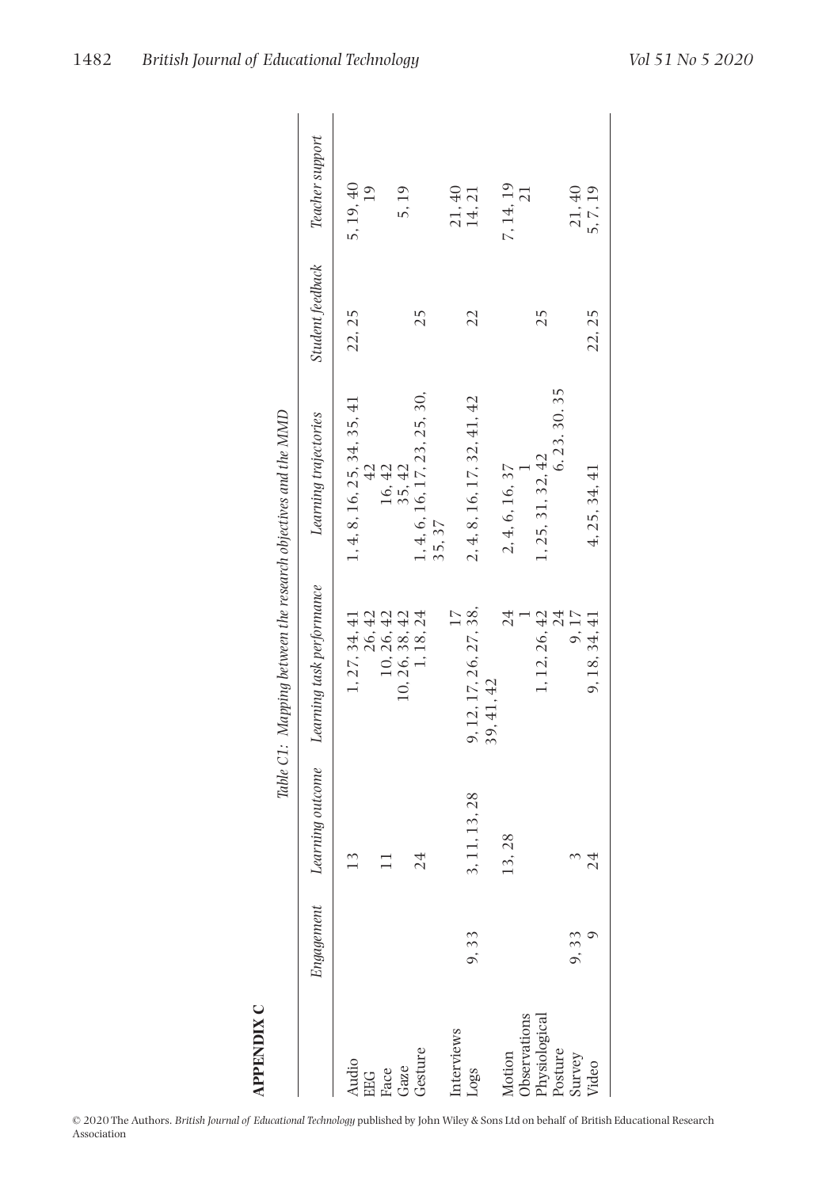## APPENDIX C

Table C1: Mapping between the research objectives and the MMD

| | Engagement | Learning outcome | Learning task performance | Learning trajectories | Student feedback | Teacher support |
|---|---|---|---|---|---|---|
| Audio | | 13 | 1, 27, 34, 41 | 1, 4, 8, 16, 25, 34, 35, 41 | 22, 25 | 5, 19, 40 |
| EEG | | | 26, 42 | 42 | | 19 |
| Face | | 11 | 10, 26, 42 | 16, 42 | | |
| Gaze | | | 10, 26, 38, 42 | 35, 42 | | 5, 19 |
| Gesture | | 24 | 1, 18, 24 | 1, 4, 6, 16, 17, 23, 25, 30, 35, 37 | 25 | |
| Interviews | | | 17 | | | 21, 40 |
| Logs | 9, 33 | 3, 11, 13, 28 | 9, 12, 17, 26, 27, 38, 39, 41, 42 | 2, 4, 8, 16, 17, 32, 41, 42 | 22 | 14, 21 |
| Motion | | 13, 28 | 24 | 2, 4, 6, 16, 37 | | 7, 14, 19 |
| Observations | | | 1 | 1 | | 21 |
| Physiological | | | 1, 12, 26, 42 | 1, 25, 31, 32, 42 | 25 | |
| Posture | | | 24 | 6, 23, 30, 35 | | |
| Survey | 9, 33 | 3 | 9, 17 | | | 21, 40 |
| Video | 9 | 24 | 9, 18, 34, 41 | 4, 25, 34, 41 | 22, 25 | 5, 7, 19 |

© 2020 The Authors. *British Journal of Educational Technology* published by John Wiley & Sons Ltd on behalf of British Educational Research Association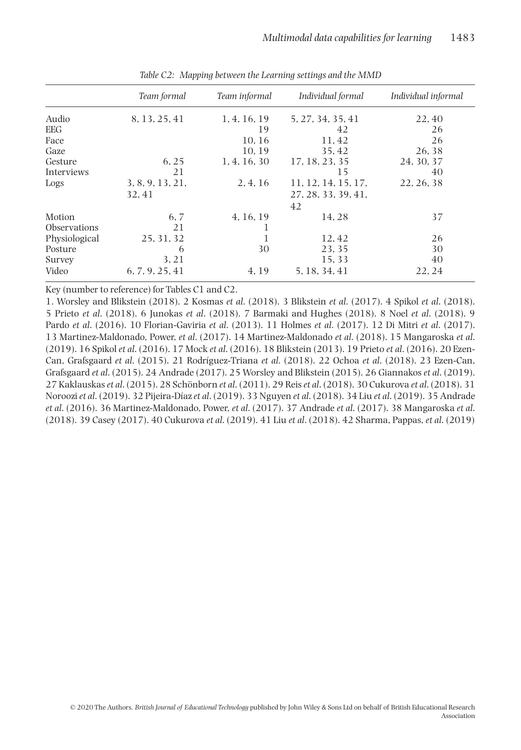*Table C2: Mapping between the Learning settings and the MMD*

| | Team formal | Team informal | Individual formal | Individual informal |
|---|---|---|---|---|
| Audio | 8, 13, 25, 41 | 1, 4, 16, 19 | 5, 27, 34, 35, 41 | 22, 40 |
| EEG | | 19 | 42 | 26 |
| Face | | 10, 16 | 11, 42 | 26 |
| Gaze | | 10, 19 | 35, 42 | 26, 38 |
| Gesture | 6, 25 | 1, 4, 16, 30 | 17, 18, 23, 35 | 24, 30, 37 |
| Interviews | 21 | | 15 | 40 |
| Logs | 3, 8, 9, 13, 21, 32, 41 | 2, 4, 16 | 11, 12, 14, 15, 17, 27, 28, 33, 39, 41, 42 | 22, 26, 38 |
| Motion | 6, 7 | 4, 16, 19 | 14, 28 | 37 |
| Observations | 21 | 1 | | |
| Physiological | 25, 31, 32 | 1 | 12, 42 | 26 |
| Posture | 6 | 30 | 23, 35 | 30 |
| Survey | 3, 21 | | 15, 33 | 40 |
| Video | 6, 7, 9, 25, 41 | 4, 19 | 5, 18, 34, 41 | 22, 24 |

Key (number to reference) for Tables C1 and C2.

1. Worsley and Blikstein (2018). 2 Kosmas *et al.* (2018). 3 Blikstein *et al.* (2017). 4 Spikol *et al.* (2018). 5 Prieto *et al.* (2018). 6 Junokas *et al.* (2018). 7 Barmaki and Hughes (2018). 8 Noel *et al.* (2018). 9 Pardo *et al.* (2016). 10 Florian-Gaviria *et al.* (2013). 11 Holmes *et al.* (2017). 12 Di Mitri *et al.* (2017). 13 Martinez-Maldonado, Power, *et al.* (2017). 14 Martinez-Maldonado *et al.* (2018). 15 Mangaroska *et al.* (2019). 16 Spikol *et al.* (2016). 17 Mock *et al.* (2016). 18 Blikstein (2013). 19 Prieto *et al.* (2016). 20 Ezen-Can, Grafsgaard *et al.* (2015). 21 Rodríguez-Triana *et al.* (2018). 22 Ochoa *et al.* (2018). 23 Ezen-Can, Grafsgaard *et al.* (2015). 24 Andrade (2017). 25 Worsley and Blikstein (2015). 26 Giannakos *et al.* (2019). 27 Kaklauskas *et al.* (2015). 28 Schönborn *et al.* (2011). 29 Reis *et al.* (2018). 30 Cukurova *et al.* (2018). 31 Noroozi *et al.* (2019). 32 Pijeira-Díaz *et al.* (2019). 33 Nguyen *et al.* (2018). 34 Liu *et al.* (2019). 35 Andrade *et al.* (2016). 36 Martinez-Maldonado, Power, *et al.* (2017). 37 Andrade *et al.* (2017). 38 Mangaroska *et al.* (2018). 39 Casey (2017). 40 Cukurova *et al.* (2019). 41 Liu *et al.* (2018). 42 Sharma, Pappas, *et al.* (2019)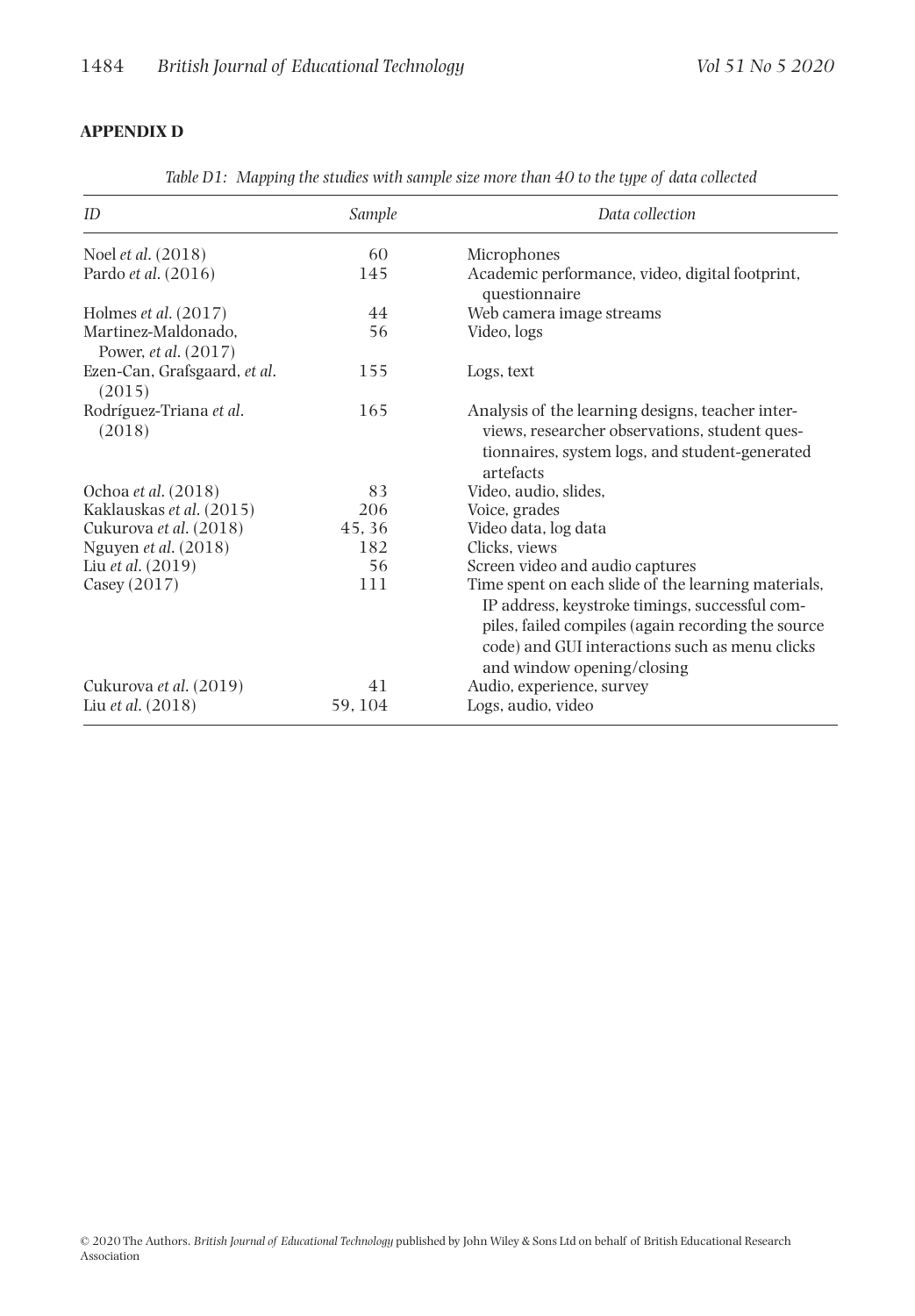## APPENDIX D

*Table D1: Mapping the studies with sample size more than 40 to the type of data collected*

| *ID* | *Sample* | *Data collection* |
|---|---|---|
| Noel *et al*. (2018) | 60 | Microphones |
| Pardo *et al*. (2016) | 145 | Academic performance, video, digital footprint, questionnaire |
| Holmes *et al*. (2017) | 44 | Web camera image streams |
| Martinez-Maldonado, Power, *et al*. (2017) | 56 | Video, logs |
| Ezen-Can, Grafsgaard, *et al*. (2015) | 155 | Logs, text |
| Rodríguez-Triana *et al*. (2018) | 165 | Analysis of the learning designs, teacher interviews, researcher observations, student questionnaires, system logs, and student-generated artefacts |
| Ochoa *et al*. (2018) | 83 | Video, audio, slides, |
| Kaklauskas *et al*. (2015) | 206 | Voice, grades |
| Cukurova *et al*. (2018) | 45, 36 | Video data, log data |
| Nguyen *et al*. (2018) | 182 | Clicks, views |
| Liu *et al*. (2019) | 56 | Screen video and audio captures |
| Casey (2017) | 111 | Time spent on each slide of the learning materials, IP address, keystroke timings, successful compiles, failed compiles (again recording the source code) and GUI interactions such as menu clicks and window opening/closing |
| Cukurova *et al*. (2019) | 41 | Audio, experience, survey |
| Liu *et al*. (2018) | 59, 104 | Logs, audio, video |

© 2020 The Authors. *British Journal of Educational Technology* published by John Wiley & Sons Ltd on behalf of British Educational Research Association